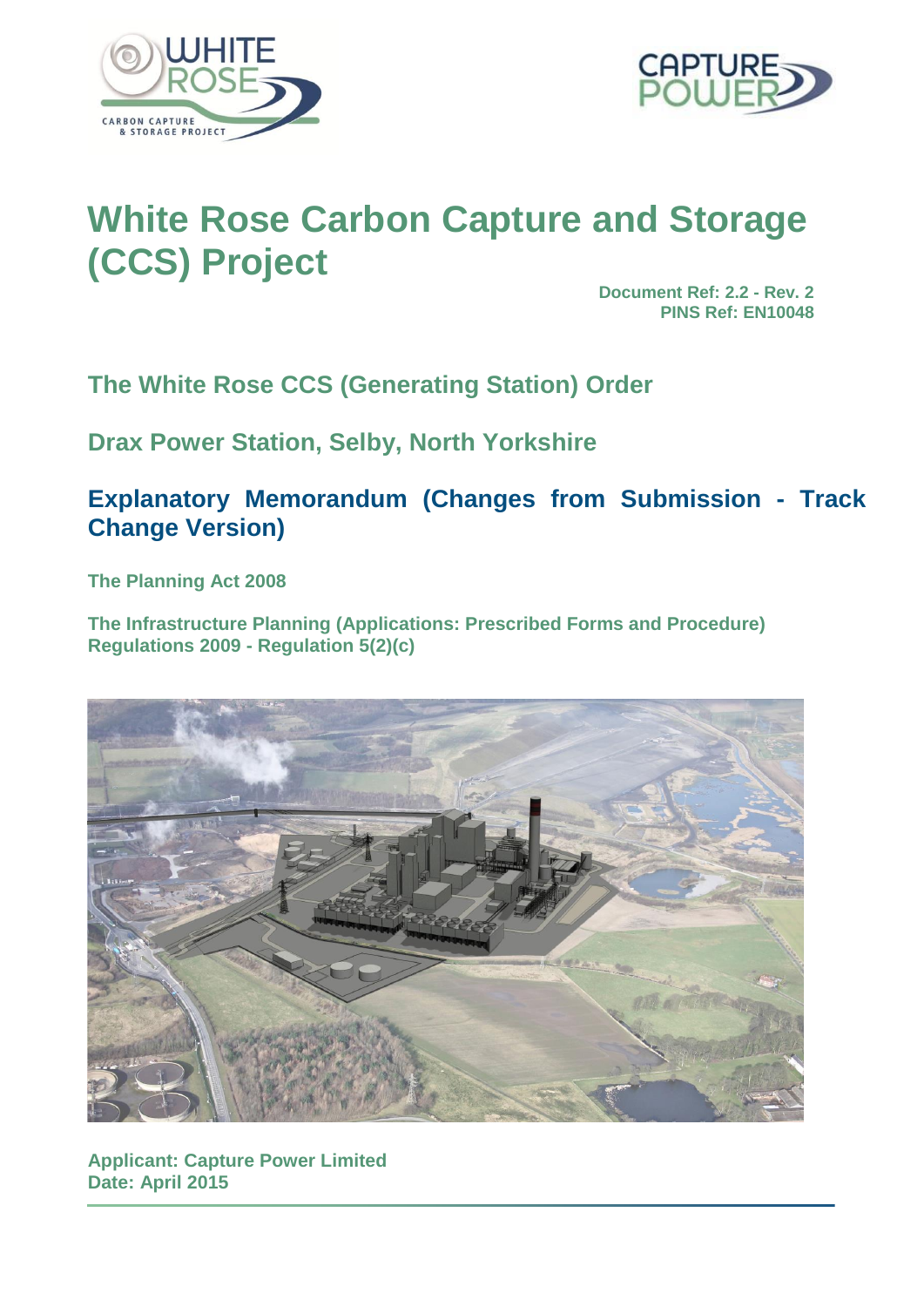# White Rose Carbon Capture and Storage (CCS) Project

**Document Ref: 2.2 - Rev. 2**
**PINS Ref: EN10048**

## The White Rose CCS (Generating Station) Order

## Drax Power Station, Selby, North Yorkshire

## Explanatory Memorandum (Changes from Submission - Track Change Version)

**The Planning Act 2008**

**The Infrastructure Planning (Applications: Prescribed Forms and Procedure) Regulations 2009 - Regulation 5(2)(c)**

**Applicant: Capture Power Limited**
**Date: April 2015**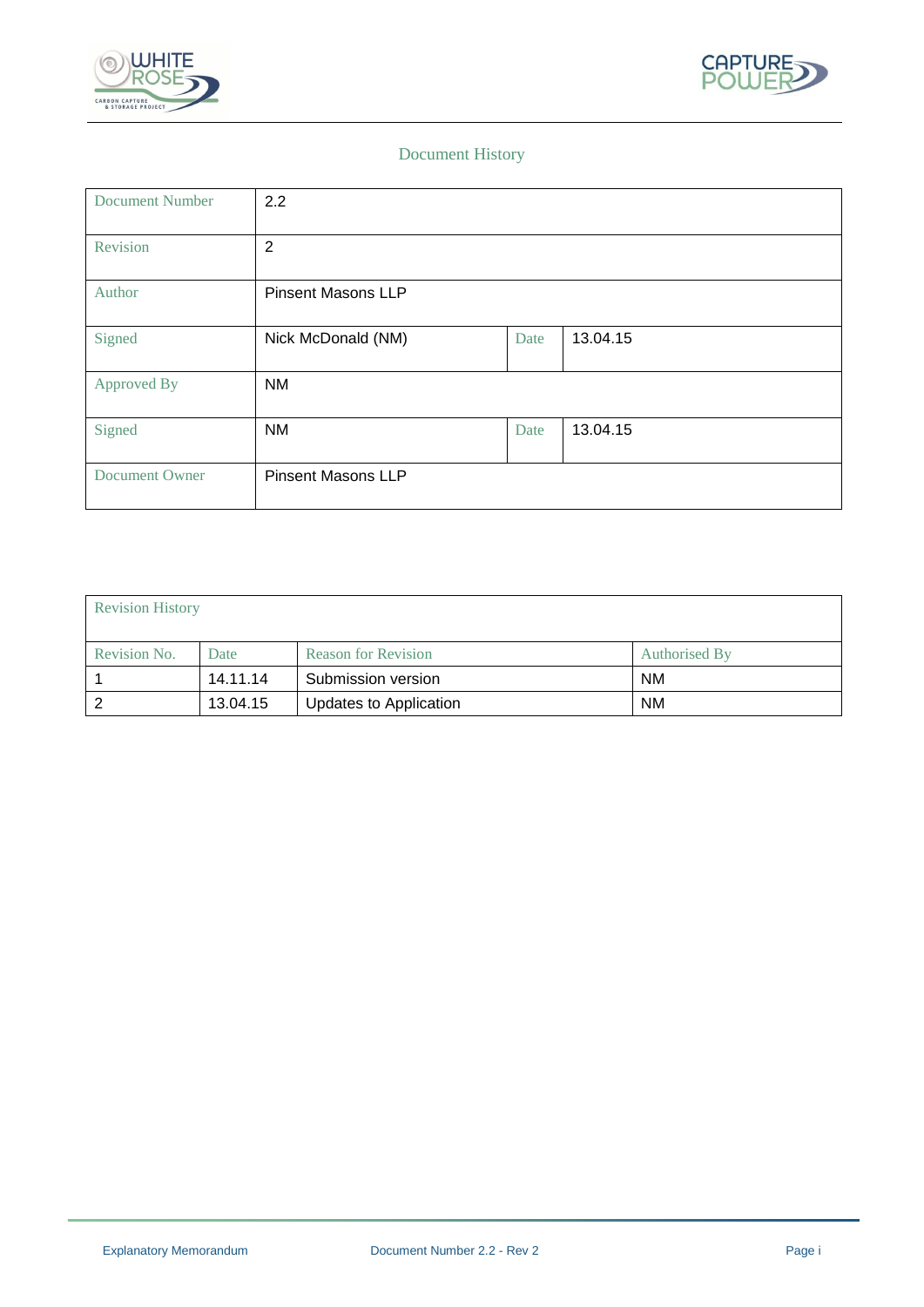## Document History

| Document Number | 2.2 | | |
|---|---|---|---|
| Revision | 2 | | |
| Author | Pinsent Masons LLP | | |
| Signed | Nick McDonald (NM) | Date | 13.04.15 |
| Approved By | NM | | |
| Signed | NM | Date | 13.04.15 |
| Document Owner | Pinsent Masons LLP | | |

| Revision History | | | |
|---|---|---|---|
| Revision No. | Date | Reason for Revision | Authorised By |
| 1 | 14.11.14 | Submission version | NM |
| 2 | 13.04.15 | Updates to Application | NM |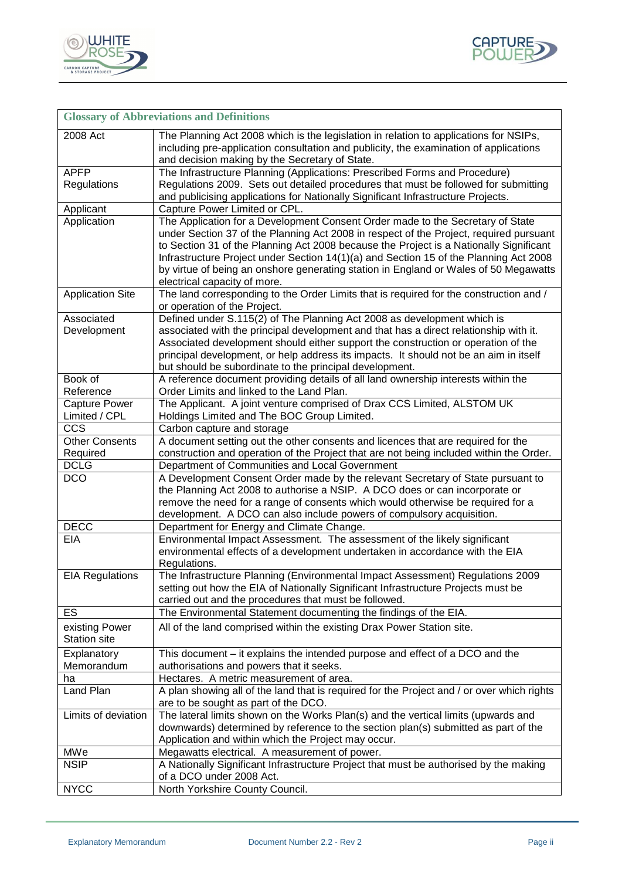| Glossary of Abbreviations and Definitions | |
|---|---|
| 2008 Act | The Planning Act 2008 which is the legislation in relation to applications for NSIPs, including pre-application consultation and publicity, the examination of applications and decision making by the Secretary of State. |
| APFP Regulations | The Infrastructure Planning (Applications: Prescribed Forms and Procedure) Regulations 2009. Sets out detailed procedures that must be followed for submitting and publicising applications for Nationally Significant Infrastructure Projects. |
| Applicant | Capture Power Limited or CPL. |
| Application | The Application for a Development Consent Order made to the Secretary of State under Section 37 of the Planning Act 2008 in respect of the Project, required pursuant to Section 31 of the Planning Act 2008 because the Project is a Nationally Significant Infrastructure Project under Section 14(1)(a) and Section 15 of the Planning Act 2008 by virtue of being an onshore generating station in England or Wales of 50 Megawatts electrical capacity of more. |
| Application Site | The land corresponding to the Order Limits that is required for the construction and / or operation of the Project. |
| Associated Development | Defined under S.115(2) of The Planning Act 2008 as development which is associated with the principal development and that has a direct relationship with it. Associated development should either support the construction or operation of the principal development, or help address its impacts. It should not be an aim in itself but should be subordinate to the principal development. |
| Book of Reference | A reference document providing details of all land ownership interests within the Order Limits and linked to the Land Plan. |
| Capture Power Limited / CPL | The Applicant. A joint venture comprised of Drax CCS Limited, ALSTOM UK Holdings Limited and The BOC Group Limited. |
| CCS | Carbon capture and storage |
| Other Consents Required | A document setting out the other consents and licences that are required for the construction and operation of the Project that are not being included within the Order. |
| DCLG | Department of Communities and Local Government |
| DCO | A Development Consent Order made by the relevant Secretary of State pursuant to the Planning Act 2008 to authorise a NSIP. A DCO does or can incorporate or remove the need for a range of consents which would otherwise be required for a development. A DCO can also include powers of compulsory acquisition. |
| DECC | Department for Energy and Climate Change. |
| EIA | Environmental Impact Assessment. The assessment of the likely significant environmental effects of a development undertaken in accordance with the EIA Regulations. |
| EIA Regulations | The Infrastructure Planning (Environmental Impact Assessment) Regulations 2009 setting out how the EIA of Nationally Significant Infrastructure Projects must be carried out and the procedures that must be followed. |
| ES | The Environmental Statement documenting the findings of the EIA. |
| existing Power Station site | All of the land comprised within the existing Drax Power Station site. |
| Explanatory Memorandum | This document – it explains the intended purpose and effect of a DCO and the authorisations and powers that it seeks. |
| ha | Hectares. A metric measurement of area. |
| Land Plan | A plan showing all of the land that is required for the Project and / or over which rights are to be sought as part of the DCO. |
| Limits of deviation | The lateral limits shown on the Works Plan(s) and the vertical limits (upwards and downwards) determined by reference to the section plan(s) submitted as part of the Application and within which the Project may occur. |
| MWe | Megawatts electrical. A measurement of power. |
| NSIP | A Nationally Significant Infrastructure Project that must be authorised by the making of a DCO under 2008 Act. |
| NYCC | North Yorkshire County Council. |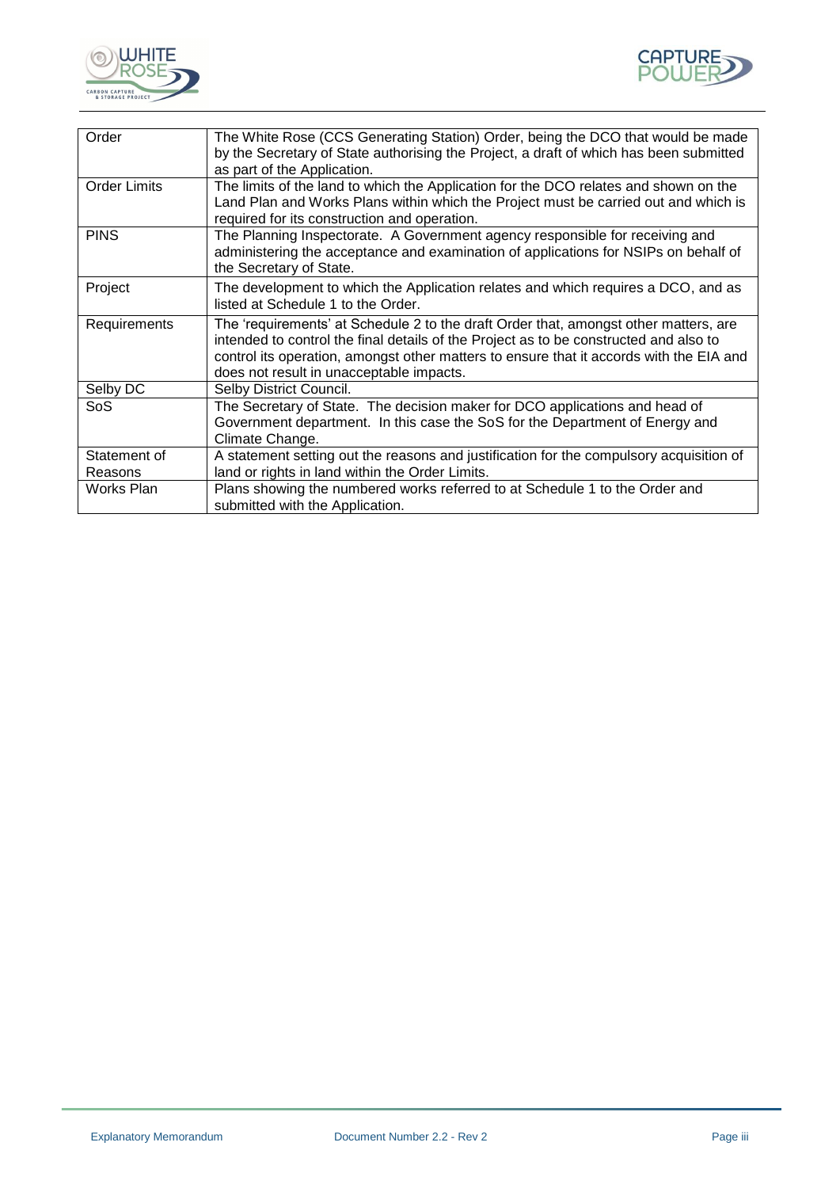| | |
|---|---|
| Order | The White Rose (CCS Generating Station) Order, being the DCO that would be made by the Secretary of State authorising the Project, a draft of which has been submitted as part of the Application. |
| Order Limits | The limits of the land to which the Application for the DCO relates and shown on the Land Plan and Works Plans within which the Project must be carried out and which is required for its construction and operation. |
| PINS | The Planning Inspectorate. A Government agency responsible for receiving and administering the acceptance and examination of applications for NSIPs on behalf of the Secretary of State. |
| Project | The development to which the Application relates and which requires a DCO, and as listed at Schedule 1 to the Order. |
| Requirements | The 'requirements' at Schedule 2 to the draft Order that, amongst other matters, are intended to control the final details of the Project as to be constructed and also to control its operation, amongst other matters to ensure that it accords with the EIA and does not result in unacceptable impacts. |
| Selby DC | Selby District Council. |
| SoS | The Secretary of State. The decision maker for DCO applications and head of Government department. In this case the SoS for the Department of Energy and Climate Change. |
| Statement of Reasons | A statement setting out the reasons and justification for the compulsory acquisition of land or rights in land within the Order Limits. |
| Works Plan | Plans showing the numbered works referred to at Schedule 1 to the Order and submitted with the Application. |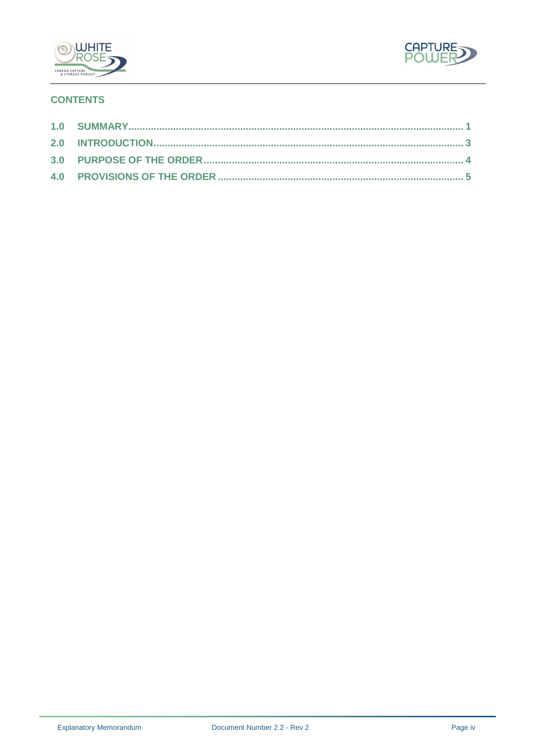## CONTENTS

1.0 SUMMARY ........................................................................................................... 1

2.0 INTRODUCTION ................................................................................................. 3

3.0 PURPOSE OF THE ORDER ................................................................................ 4

4.0 PROVISIONS OF THE ORDER ........................................................................... 5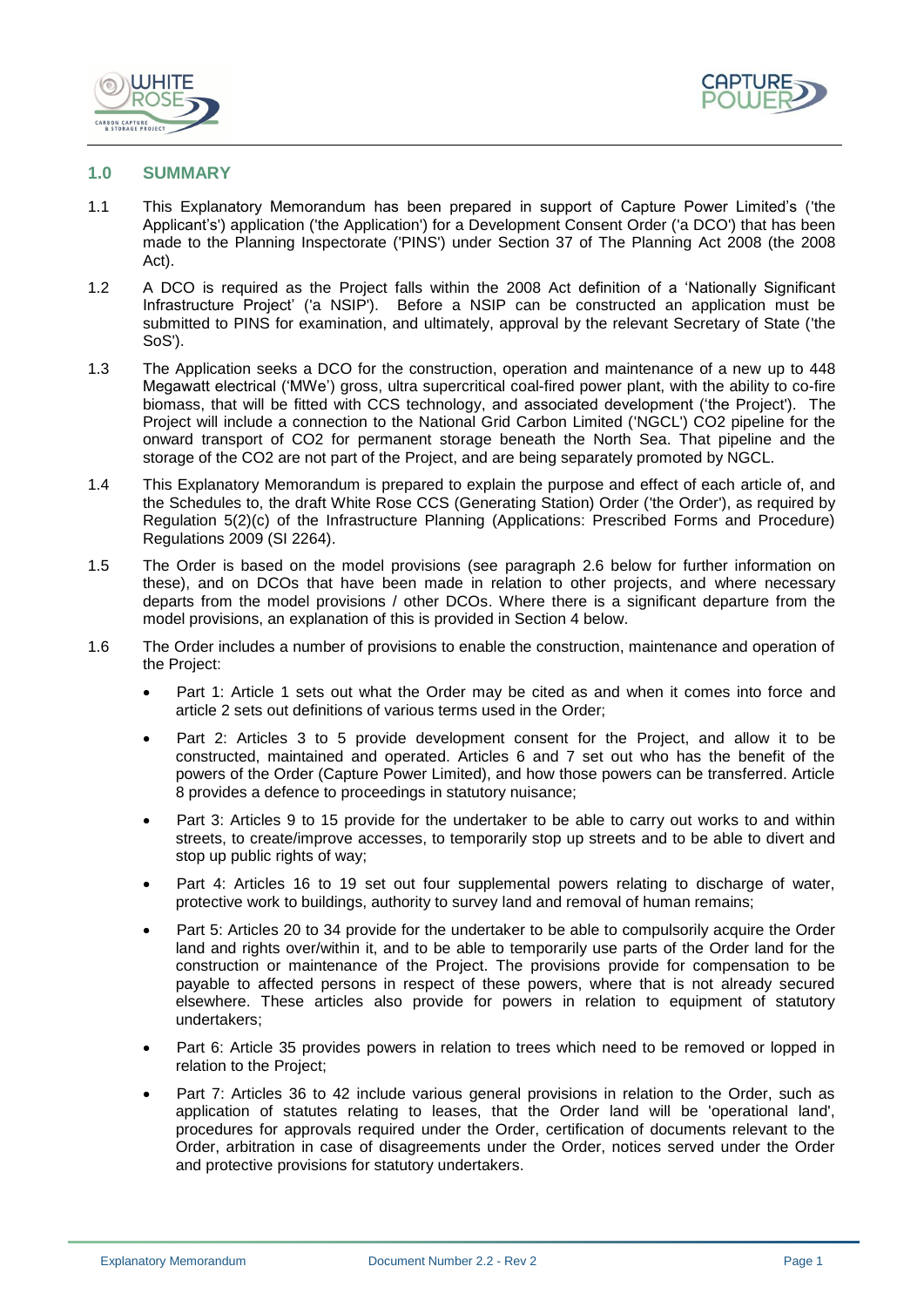## 1.0 SUMMARY

1.1 This Explanatory Memorandum has been prepared in support of Capture Power Limited's ('the Applicant's') application ('the Application') for a Development Consent Order ('a DCO') that has been made to the Planning Inspectorate ('PINS') under Section 37 of The Planning Act 2008 (the 2008 Act).

1.2 A DCO is required as the Project falls within the 2008 Act definition of a 'Nationally Significant Infrastructure Project' ('a NSIP'). Before a NSIP can be constructed an application must be submitted to PINS for examination, and ultimately, approval by the relevant Secretary of State ('the SoS').

1.3 The Application seeks a DCO for the construction, operation and maintenance of a new up to 448 Megawatt electrical ('MWe') gross, ultra supercritical coal-fired power plant, with the ability to co-fire biomass, that will be fitted with CCS technology, and associated development ('the Project'). The Project will include a connection to the National Grid Carbon Limited ('NGCL') $CO_2$ pipeline for the onward transport of $CO_2$ for permanent storage beneath the North Sea. That pipeline and the storage of the $CO_2$ are not part of the Project, and are being separately promoted by NGCL.

1.4 This Explanatory Memorandum is prepared to explain the purpose and effect of each article of, and the Schedules to, the draft White Rose CCS (Generating Station) Order ('the Order'), as required by Regulation 5(2)(c) of the Infrastructure Planning (Applications: Prescribed Forms and Procedure) Regulations 2009 (SI 2264).

1.5 The Order is based on the model provisions (see paragraph 2.6 below for further information on these), and on DCOs that have been made in relation to other projects, and where necessary departs from the model provisions / other DCOs. Where there is a significant departure from the model provisions, an explanation of this is provided in Section 4 below.

1.6 The Order includes a number of provisions to enable the construction, maintenance and operation of the Project:

- Part 1: Article 1 sets out what the Order may be cited as and when it comes into force and article 2 sets out definitions of various terms used in the Order;
- Part 2: Articles 3 to 5 provide development consent for the Project, and allow it to be constructed, maintained and operated. Articles 6 and 7 set out who has the benefit of the powers of the Order (Capture Power Limited), and how those powers can be transferred. Article 8 provides a defence to proceedings in statutory nuisance;
- Part 3: Articles 9 to 15 provide for the undertaker to be able to carry out works to and within streets, to create/improve accesses, to temporarily stop up streets and to be able to divert and stop up public rights of way;
- Part 4: Articles 16 to 19 set out four supplemental powers relating to discharge of water, protective work to buildings, authority to survey land and removal of human remains;
- Part 5: Articles 20 to 34 provide for the undertaker to be able to compulsorily acquire the Order land and rights over/within it, and to be able to temporarily use parts of the Order land for the construction or maintenance of the Project. The provisions provide for compensation to be payable to affected persons in respect of these powers, where that is not already secured elsewhere. These articles also provide for powers in relation to equipment of statutory undertakers;
- Part 6: Article 35 provides powers in relation to trees which need to be removed or lopped in relation to the Project;
- Part 7: Articles 36 to 42 include various general provisions in relation to the Order, such as application of statutes relating to leases, that the Order land will be 'operational land', procedures for approvals required under the Order, certification of documents relevant to the Order, arbitration in case of disagreements under the Order, notices served under the Order and protective provisions for statutory undertakers.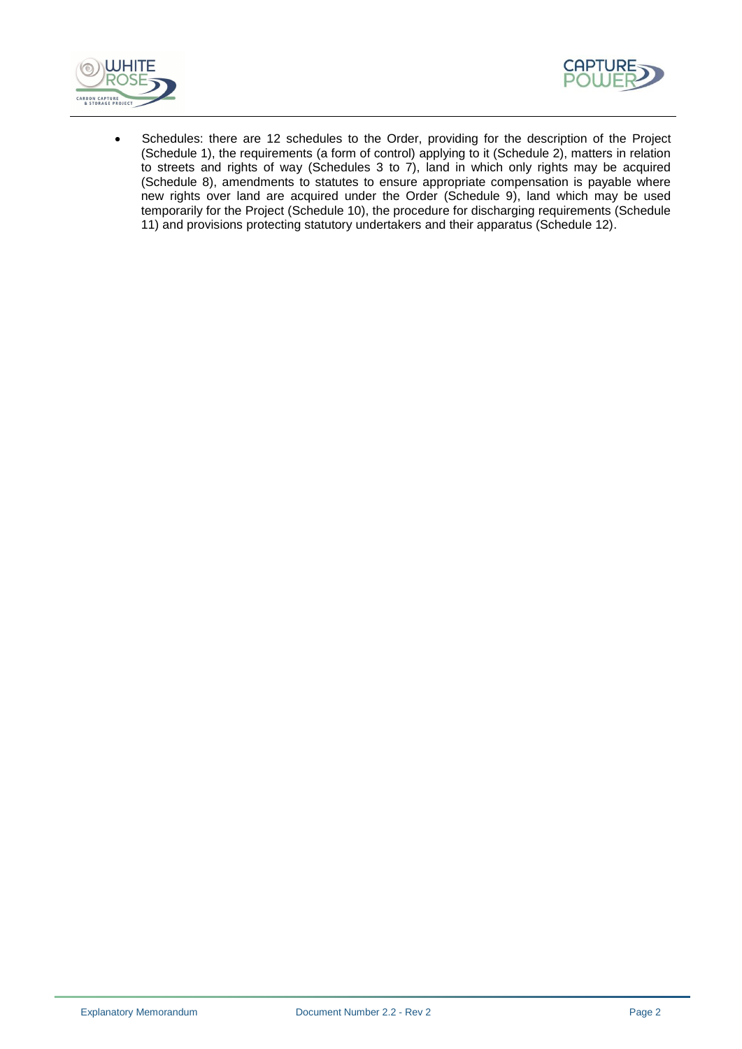- Schedules: there are 12 schedules to the Order, providing for the description of the Project (Schedule 1), the requirements (a form of control) applying to it (Schedule 2), matters in relation to streets and rights of way (Schedules 3 to 7), land in which only rights may be acquired (Schedule 8), amendments to statutes to ensure appropriate compensation is payable where new rights over land are acquired under the Order (Schedule 9), land which may be used temporarily for the Project (Schedule 10), the procedure for discharging requirements (Schedule 11) and provisions protecting statutory undertakers and their apparatus (Schedule 12).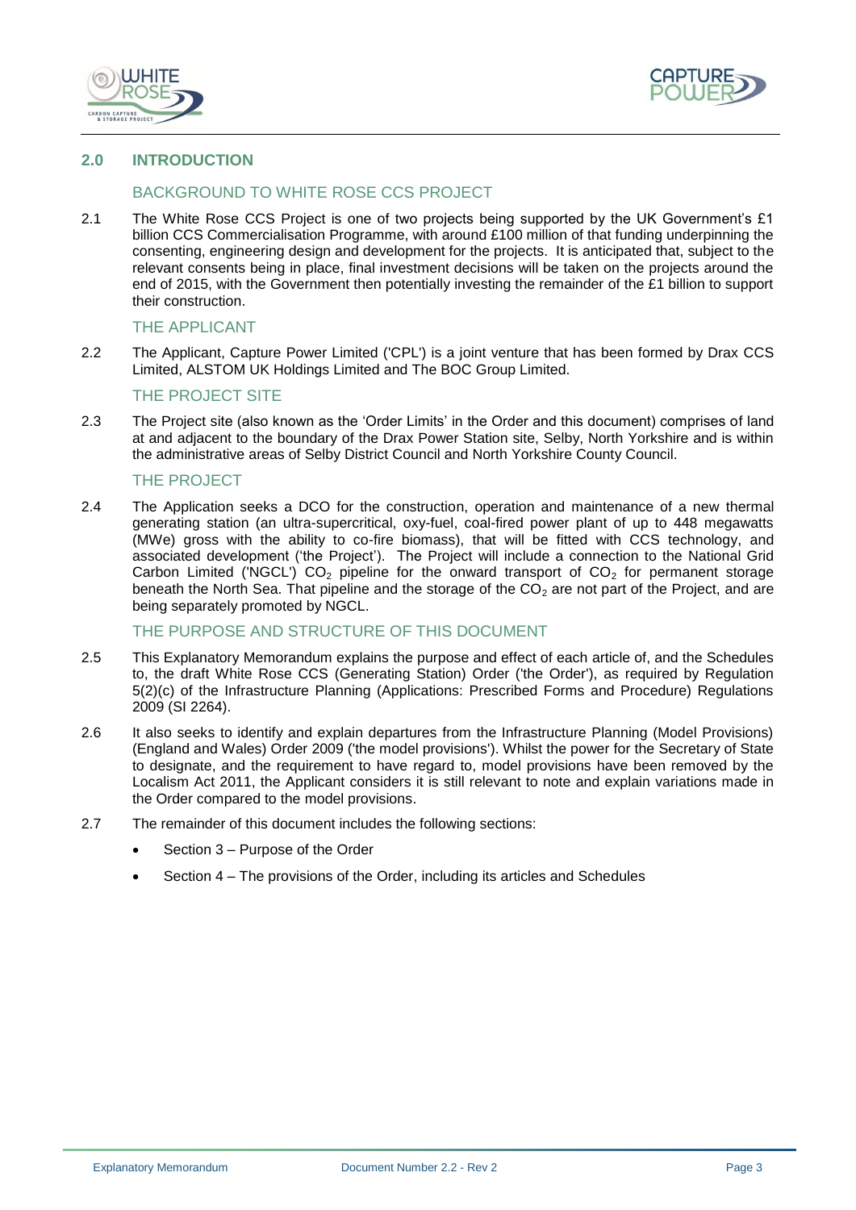## 2.0 INTRODUCTION

### BACKGROUND TO WHITE ROSE CCS PROJECT

2.1 The White Rose CCS Project is one of two projects being supported by the UK Government's £1 billion CCS Commercialisation Programme, with around £100 million of that funding underpinning the consenting, engineering design and development for the projects. It is anticipated that, subject to the relevant consents being in place, final investment decisions will be taken on the projects around the end of 2015, with the Government then potentially investing the remainder of the £1 billion to support their construction.

### THE APPLICANT

2.2 The Applicant, Capture Power Limited ('CPL') is a joint venture that has been formed by Drax CCS Limited, ALSTOM UK Holdings Limited and The BOC Group Limited.

### THE PROJECT SITE

2.3 The Project site (also known as the 'Order Limits' in the Order and this document) comprises of land at and adjacent to the boundary of the Drax Power Station site, Selby, North Yorkshire and is within the administrative areas of Selby District Council and North Yorkshire County Council.

### THE PROJECT

2.4 The Application seeks a DCO for the construction, operation and maintenance of a new thermal generating station (an ultra-supercritical, oxy-fuel, coal-fired power plant of up to 448 megawatts (MWe) gross with the ability to co-fire biomass), that will be fitted with CCS technology, and associated development ('the Project'). The Project will include a connection to the National Grid Carbon Limited ('NGCL') $CO_2$ pipeline for the onward transport of $CO_2$ for permanent storage beneath the North Sea. That pipeline and the storage of the $CO_2$ are not part of the Project, and are being separately promoted by NGCL.

### THE PURPOSE AND STRUCTURE OF THIS DOCUMENT

2.5 This Explanatory Memorandum explains the purpose and effect of each article of, and the Schedules to, the draft White Rose CCS (Generating Station) Order ('the Order'), as required by Regulation 5(2)(c) of the Infrastructure Planning (Applications: Prescribed Forms and Procedure) Regulations 2009 (SI 2264).

2.6 It also seeks to identify and explain departures from the Infrastructure Planning (Model Provisions) (England and Wales) Order 2009 ('the model provisions'). Whilst the power for the Secretary of State to designate, and the requirement to have regard to, model provisions have been removed by the Localism Act 2011, the Applicant considers it is still relevant to note and explain variations made in the Order compared to the model provisions.

2.7 The remainder of this document includes the following sections:

- Section 3 – Purpose of the Order
- Section 4 – The provisions of the Order, including its articles and Schedules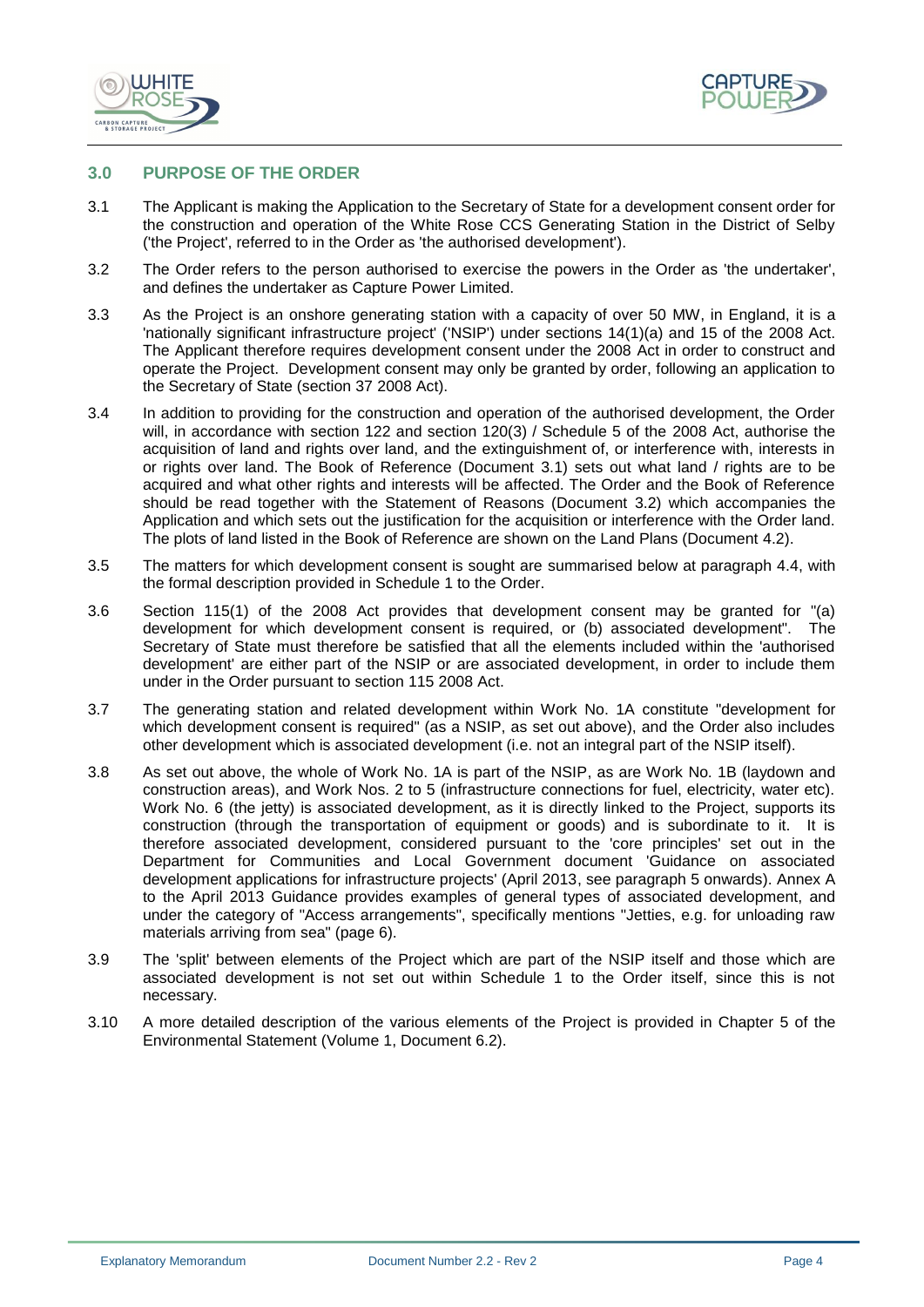## 3.0 PURPOSE OF THE ORDER

3.1 The Applicant is making the Application to the Secretary of State for a development consent order for the construction and operation of the White Rose CCS Generating Station in the District of Selby ('the Project', referred to in the Order as 'the authorised development').

3.2 The Order refers to the person authorised to exercise the powers in the Order as 'the undertaker', and defines the undertaker as Capture Power Limited.

3.3 As the Project is an onshore generating station with a capacity of over 50 MW, in England, it is a 'nationally significant infrastructure project' ('NSIP') under sections 14(1)(a) and 15 of the 2008 Act. The Applicant therefore requires development consent under the 2008 Act in order to construct and operate the Project. Development consent may only be granted by order, following an application to the Secretary of State (section 37 2008 Act).

3.4 In addition to providing for the construction and operation of the authorised development, the Order will, in accordance with section 122 and section 120(3) / Schedule 5 of the 2008 Act, authorise the acquisition of land and rights over land, and the extinguishment of, or interference with, interests in or rights over land. The Book of Reference (Document 3.1) sets out what land / rights are to be acquired and what other rights and interests will be affected. The Order and the Book of Reference should be read together with the Statement of Reasons (Document 3.2) which accompanies the Application and which sets out the justification for the acquisition or interference with the Order land. The plots of land listed in the Book of Reference are shown on the Land Plans (Document 4.2).

3.5 The matters for which development consent is sought are summarised below at paragraph 4.4, with the formal description provided in Schedule 1 to the Order.

3.6 Section 115(1) of the 2008 Act provides that development consent may be granted for "(a) development for which development consent is required, or (b) associated development". The Secretary of State must therefore be satisfied that all the elements included within the 'authorised development' are either part of the NSIP or are associated development, in order to include them under in the Order pursuant to section 115 2008 Act.

3.7 The generating station and related development within Work No. 1A constitute "development for which development consent is required" (as a NSIP, as set out above), and the Order also includes other development which is associated development (i.e. not an integral part of the NSIP itself).

3.8 As set out above, the whole of Work No. 1A is part of the NSIP, as are Work No. 1B (laydown and construction areas), and Work Nos. 2 to 5 (infrastructure connections for fuel, electricity, water etc). Work No. 6 (the jetty) is associated development, as it is directly linked to the Project, supports its construction (through the transportation of equipment or goods) and is subordinate to it. It is therefore associated development, considered pursuant to the 'core principles' set out in the Department for Communities and Local Government document 'Guidance on associated development applications for infrastructure projects' (April 2013, see paragraph 5 onwards). Annex A to the April 2013 Guidance provides examples of general types of associated development, and under the category of "Access arrangements", specifically mentions "Jetties, e.g. for unloading raw materials arriving from sea" (page 6).

3.9 The 'split' between elements of the Project which are part of the NSIP itself and those which are associated development is not set out within Schedule 1 to the Order itself, since this is not necessary.

3.10 A more detailed description of the various elements of the Project is provided in Chapter 5 of the Environmental Statement (Volume 1, Document 6.2).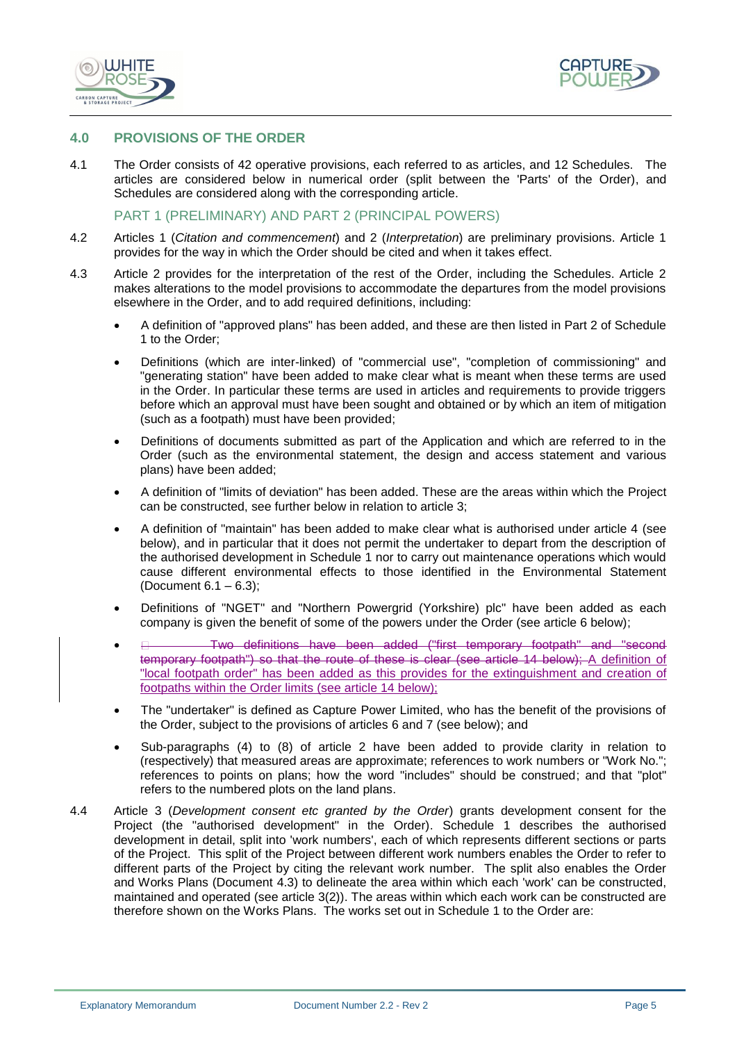## 4.0 PROVISIONS OF THE ORDER

4.1 The Order consists of 42 operative provisions, each referred to as articles, and 12 Schedules. The articles are considered below in numerical order (split between the 'Parts' of the Order), and Schedules are considered along with the corresponding article.

### PART 1 (PRELIMINARY) AND PART 2 (PRINCIPAL POWERS)

4.2 Articles 1 (*Citation and commencement*) and 2 (*Interpretation*) are preliminary provisions. Article 1 provides for the way in which the Order should be cited and when it takes effect.

4.3 Article 2 provides for the interpretation of the rest of the Order, including the Schedules. Article 2 makes alterations to the model provisions to accommodate the departures from the model provisions elsewhere in the Order, and to add required definitions, including:

- A definition of "approved plans" has been added, and these are then listed in Part 2 of Schedule 1 to the Order;
- Definitions (which are inter-linked) of "commercial use", "completion of commissioning" and "generating station" have been added to make clear what is meant when these terms are used in the Order. In particular these terms are used in articles and requirements to provide triggers before which an approval must have been sought and obtained or by which an item of mitigation (such as a footpath) must have been provided;
- Definitions of documents submitted as part of the Application and which are referred to in the Order (such as the environmental statement, the design and access statement and various plans) have been added;
- A definition of "limits of deviation" has been added. These are the areas within which the Project can be constructed, see further below in relation to article 3;
- A definition of "maintain" has been added to make clear what is authorised under article 4 (see below), and in particular that it does not permit the undertaker to depart from the description of the authorised development in Schedule 1 nor to carry out maintenance operations which would cause different environmental effects to those identified in the Environmental Statement (Document 6.1 – 6.3);
- Definitions of "NGET" and "Northern Powergrid (Yorkshire) plc" have been added as each company is given the benefit of some of the powers under the Order (see article 6 below);
- ~~Two definitions have been added ("first temporary footpath" and "second temporary footpath") so that the route of these is clear (see article 14 below);~~ A definition of "local footpath order" has been added as this provides for the extinguishment and creation of footpaths within the Order limits (see article 14 below);
- The "undertaker" is defined as Capture Power Limited, who has the benefit of the provisions of the Order, subject to the provisions of articles 6 and 7 (see below); and
- Sub-paragraphs (4) to (8) of article 2 have been added to provide clarity in relation to (respectively) that measured areas are approximate; references to work numbers or "Work No."; references to points on plans; how the word "includes" should be construed; and that "plot" refers to the numbered plots on the land plans.

4.4 Article 3 (*Development consent etc granted by the Order*) grants development consent for the Project (the "authorised development" in the Order). Schedule 1 describes the authorised development in detail, split into 'work numbers', each of which represents different sections or parts of the Project. This split of the Project between different work numbers enables the Order to refer to different parts of the Project by citing the relevant work number. The split also enables the Order and Works Plans (Document 4.3) to delineate the area within which each 'work' can be constructed, maintained and operated (see article 3(2)). The areas within which each work can be constructed are therefore shown on the Works Plans. The works set out in Schedule 1 to the Order are: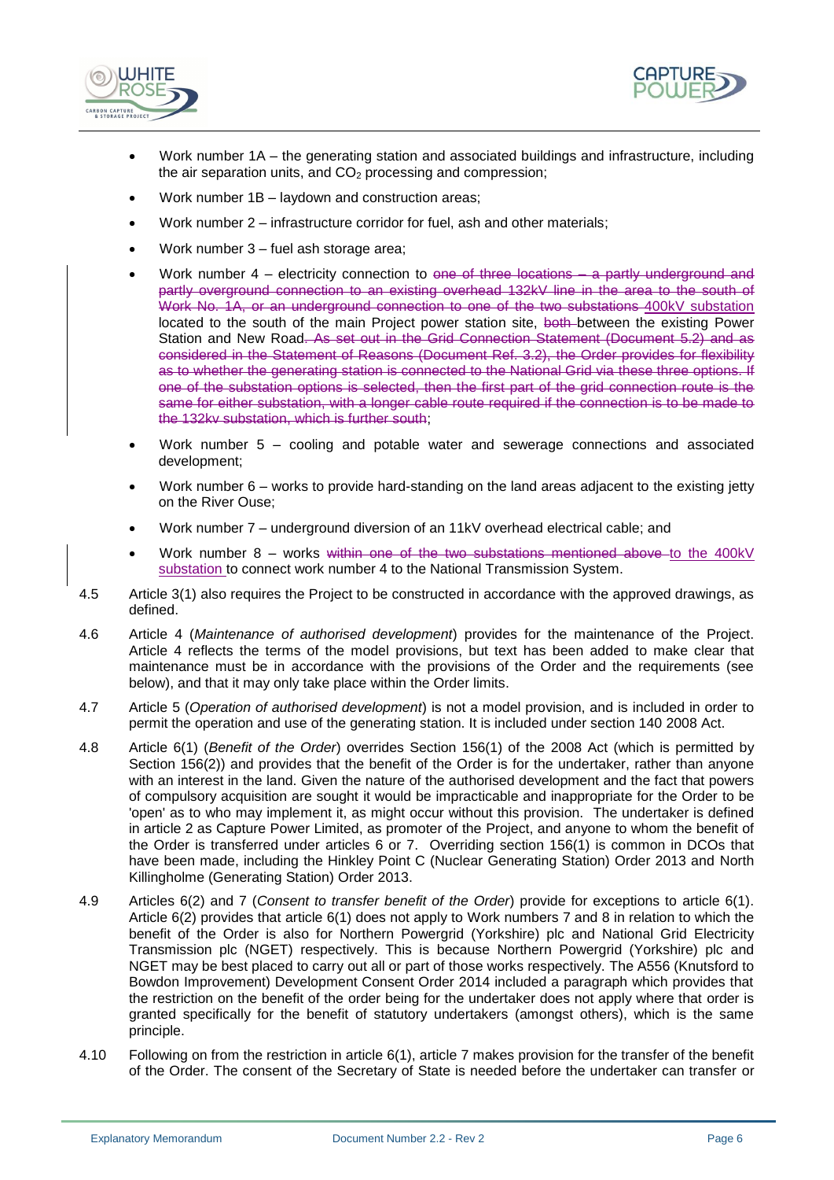- Work number 1A – the generating station and associated buildings and infrastructure, including the air separation units, and $CO_2$ processing and compression;
- Work number 1B – laydown and construction areas;
- Work number 2 – infrastructure corridor for fuel, ash and other materials;
- Work number 3 – fuel ash storage area;
- Work number 4 – electricity connection to ~~one of three locations – a partly underground and partly overground connection to an existing overhead 132kV line in the area to the south of Work No. 1A, or an underground connection to one of the two substations~~ 400kV substation located to the south of the main Project power station site, ~~both~~ between the existing Power Station and New Road~~. As set out in the Grid Connection Statement (Document 5.2) and as considered in the Statement of Reasons (Document Ref. 3.2), the Order provides for flexibility as to whether the generating station is connected to the National Grid via these three options. If one of the substation options is selected, then the first part of the grid connection route is the same for either substation, with a longer cable route required if the connection is to be made to the 132kv substation, which is further south~~;
- Work number 5 – cooling and potable water and sewerage connections and associated development;
- Work number 6 – works to provide hard-standing on the land areas adjacent to the existing jetty on the River Ouse;
- Work number 7 – underground diversion of an 11kV overhead electrical cable; and
- Work number 8 – works ~~within one of the two substations mentioned above~~ to the 400kV substation to connect work number 4 to the National Transmission System.

4.5 Article 3(1) also requires the Project to be constructed in accordance with the approved drawings, as defined.

4.6 Article 4 (*Maintenance of authorised development*) provides for the maintenance of the Project. Article 4 reflects the terms of the model provisions, but text has been added to make clear that maintenance must be in accordance with the provisions of the Order and the requirements (see below), and that it may only take place within the Order limits.

4.7 Article 5 (*Operation of authorised development*) is not a model provision, and is included in order to permit the operation and use of the generating station. It is included under section 140 2008 Act.

4.8 Article 6(1) (*Benefit of the Order*) overrides Section 156(1) of the 2008 Act (which is permitted by Section 156(2)) and provides that the benefit of the Order is for the undertaker, rather than anyone with an interest in the land. Given the nature of the authorised development and the fact that powers of compulsory acquisition are sought it would be impracticable and inappropriate for the Order to be 'open' as to who may implement it, as might occur without this provision. The undertaker is defined in article 2 as Capture Power Limited, as promoter of the Project, and anyone to whom the benefit of the Order is transferred under articles 6 or 7. Overriding section 156(1) is common in DCOs that have been made, including the Hinkley Point C (Nuclear Generating Station) Order 2013 and North Killingholme (Generating Station) Order 2013.

4.9 Articles 6(2) and 7 (*Consent to transfer benefit of the Order*) provide for exceptions to article 6(1). Article 6(2) provides that article 6(1) does not apply to Work numbers 7 and 8 in relation to which the benefit of the Order is also for Northern Powergrid (Yorkshire) plc and National Grid Electricity Transmission plc (NGET) respectively. This is because Northern Powergrid (Yorkshire) plc and NGET may be best placed to carry out all or part of those works respectively. The A556 (Knutsford to Bowdon Improvement) Development Consent Order 2014 included a paragraph which provides that the restriction on the benefit of the order being for the undertaker does not apply where that order is granted specifically for the benefit of statutory undertakers (amongst others), which is the same principle.

4.10 Following on from the restriction in article 6(1), article 7 makes provision for the transfer of the benefit of the Order. The consent of the Secretary of State is needed before the undertaker can transfer or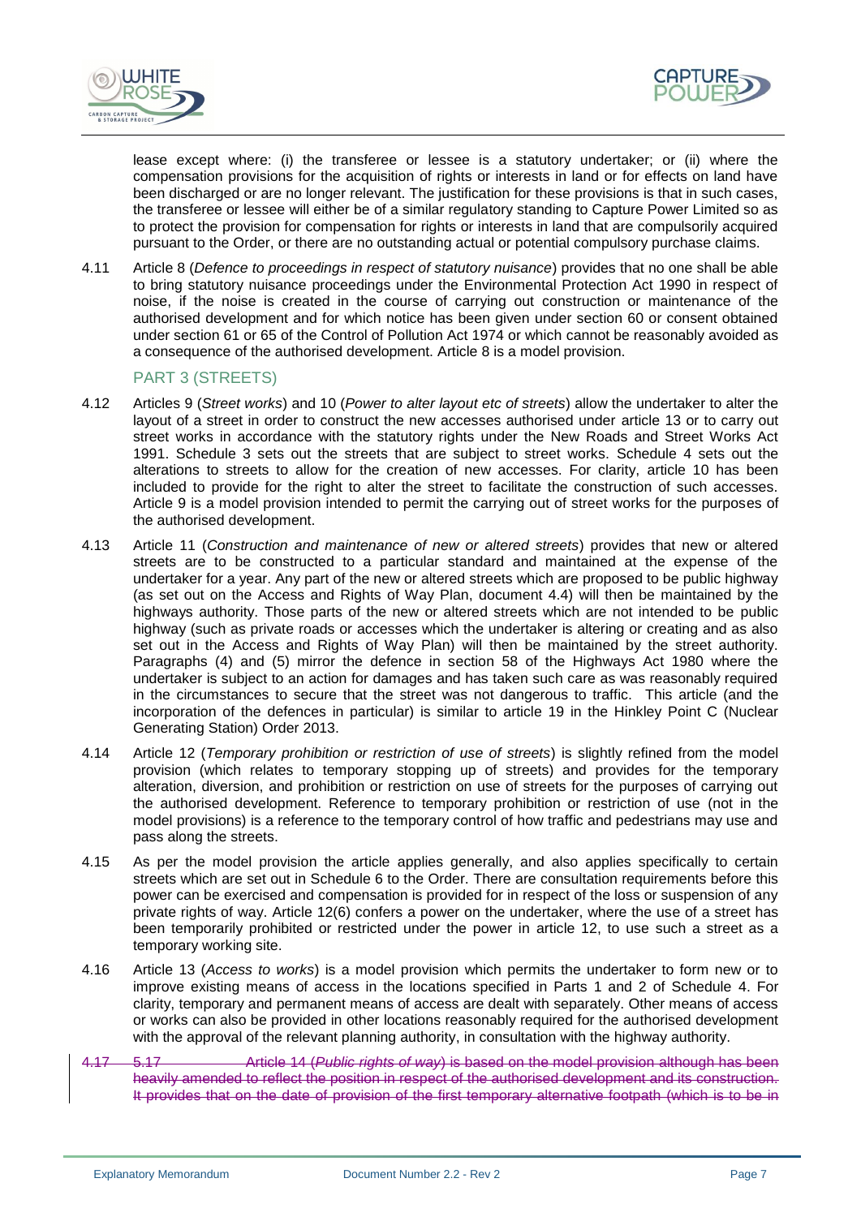lease except where: (i) the transferee or lessee is a statutory undertaker; or (ii) where the compensation provisions for the acquisition of rights or interests in land or for effects on land have been discharged or are no longer relevant. The justification for these provisions is that in such cases, the transferee or lessee will either be of a similar regulatory standing to Capture Power Limited so as to protect the provision for compensation for rights or interests in land that are compulsorily acquired pursuant to the Order, or there are no outstanding actual or potential compulsory purchase claims.

4.11 Article 8 (*Defence to proceedings in respect of statutory nuisance*) provides that no one shall be able to bring statutory nuisance proceedings under the Environmental Protection Act 1990 in respect of noise, if the noise is created in the course of carrying out construction or maintenance of the authorised development and for which notice has been given under section 60 or consent obtained under section 61 or 65 of the Control of Pollution Act 1974 or which cannot be reasonably avoided as a consequence of the authorised development. Article 8 is a model provision.

## PART 3 (STREETS)

4.12 Articles 9 (*Street works*) and 10 (*Power to alter layout etc of streets*) allow the undertaker to alter the layout of a street in order to construct the new accesses authorised under article 13 or to carry out street works in accordance with the statutory rights under the New Roads and Street Works Act 1991. Schedule 3 sets out the streets that are subject to street works. Schedule 4 sets out the alterations to streets to allow for the creation of new accesses. For clarity, article 10 has been included to provide for the right to alter the street to facilitate the construction of such accesses. Article 9 is a model provision intended to permit the carrying out of street works for the purposes of the authorised development.

4.13 Article 11 (*Construction and maintenance of new or altered streets*) provides that new or altered streets are to be constructed to a particular standard and maintained at the expense of the undertaker for a year. Any part of the new or altered streets which are proposed to be public highway (as set out on the Access and Rights of Way Plan, document 4.4) will then be maintained by the highways authority. Those parts of the new or altered streets which are not intended to be public highway (such as private roads or accesses which the undertaker is altering or creating and as also set out in the Access and Rights of Way Plan) will then be maintained by the street authority. Paragraphs (4) and (5) mirror the defence in section 58 of the Highways Act 1980 where the undertaker is subject to an action for damages and has taken such care as was reasonably required in the circumstances to secure that the street was not dangerous to traffic. This article (and the incorporation of the defences in particular) is similar to article 19 in the Hinkley Point C (Nuclear Generating Station) Order 2013.

4.14 Article 12 (*Temporary prohibition or restriction of use of streets*) is slightly refined from the model provision (which relates to temporary stopping up of streets) and provides for the temporary alteration, diversion, and prohibition or restriction on use of streets for the purposes of carrying out the authorised development. Reference to temporary prohibition or restriction of use (not in the model provisions) is a reference to the temporary control of how traffic and pedestrians may use and pass along the streets.

4.15 As per the model provision the article applies generally, and also applies specifically to certain streets which are set out in Schedule 6 to the Order. There are consultation requirements before this power can be exercised and compensation is provided for in respect of the loss or suspension of any private rights of way. Article 12(6) confers a power on the undertaker, where the use of a street has been temporarily prohibited or restricted under the power in article 12, to use such a street as a temporary working site.

4.16 Article 13 (*Access to works*) is a model provision which permits the undertaker to form new or to improve existing means of access in the locations specified in Parts 1 and 2 of Schedule 4. For clarity, temporary and permanent means of access are dealt with separately. Other means of access or works can also be provided in other locations reasonably required for the authorised development with the approval of the relevant planning authority, in consultation with the highway authority.

~~4.17 5.17 Article 14 (*Public rights of way*) is based on the model provision although has been heavily amended to reflect the position in respect of the authorised development and its construction. It provides that on the date of provision of the first temporary alternative footpath (which is to be in~~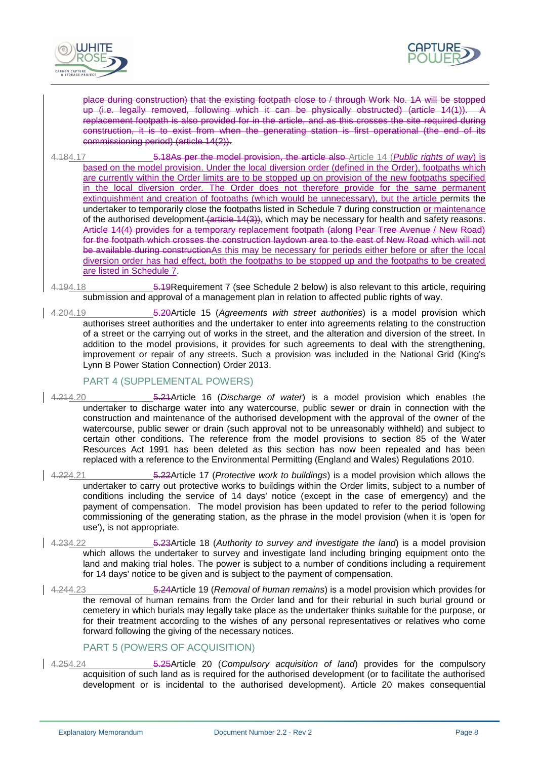place during construction) that the existing footpath close to / through Work No. 1A will be stopped up (i.e. legally removed, following which it can be physically obstructed) (article 14(1)). A replacement footpath is also provided for in the article, and as this crosses the site required during construction, it is to exist from when the generating station is first operational (the end of its commissioning period) (article 14(2)).

4.184.17 5.18As per the model provision, the article also Article 14 (*Public rights of way*) is based on the model provision. Under the local diversion order (defined in the Order), footpaths which are currently within the Order limits are to be stopped up on provision of the new footpaths specified in the local diversion order. The Order does not therefore provide for the same permanent extinguishment and creation of footpaths (which would be unnecessary), but the article permits the undertaker to temporarily close the footpaths listed in Schedule 7 during construction or maintenance of the authorised development (article 14(3)), which may be necessary for health and safety reasons. Article 14(4) provides for a temporary replacement footpath (along Pear Tree Avenue / New Road) for the footpath which crosses the construction laydown area to the east of New Road which will not be available during constructionAs this may be necessary for periods either before or after the local diversion order has had effect, both the footpaths to be stopped up and the footpaths to be created are listed in Schedule 7.

4.194.18 5.19Requirement 7 (see Schedule 2 below) is also relevant to this article, requiring submission and approval of a management plan in relation to affected public rights of way.

4.204.19 5.20Article 15 (*Agreements with street authorities*) is a model provision which authorises street authorities and the undertaker to enter into agreements relating to the construction of a street or the carrying out of works in the street, and the alteration and diversion of the street. In addition to the model provisions, it provides for such agreements to deal with the strengthening, improvement or repair of any streets. Such a provision was included in the National Grid (King's Lynn B Power Station Connection) Order 2013.

## PART 4 (SUPPLEMENTAL POWERS)

4.214.20 5.21Article 16 (*Discharge of water*) is a model provision which enables the undertaker to discharge water into any watercourse, public sewer or drain in connection with the construction and maintenance of the authorised development with the approval of the owner of the watercourse, public sewer or drain (such approval not to be unreasonably withheld) and subject to certain other conditions. The reference from the model provisions to section 85 of the Water Resources Act 1991 has been deleted as this section has now been repealed and has been replaced with a reference to the Environmental Permitting (England and Wales) Regulations 2010.

4.224.21 5.22Article 17 (*Protective work to buildings*) is a model provision which allows the undertaker to carry out protective works to buildings within the Order limits, subject to a number of conditions including the service of 14 days' notice (except in the case of emergency) and the payment of compensation. The model provision has been updated to refer to the period following commissioning of the generating station, as the phrase in the model provision (when it is 'open for use'), is not appropriate.

4.234.22 5.23Article 18 (*Authority to survey and investigate the land*) is a model provision which allows the undertaker to survey and investigate land including bringing equipment onto the land and making trial holes. The power is subject to a number of conditions including a requirement for 14 days' notice to be given and is subject to the payment of compensation.

4.244.23 5.24Article 19 (*Removal of human remains*) is a model provision which provides for the removal of human remains from the Order land and for their reburial in such burial ground or cemetery in which burials may legally take place as the undertaker thinks suitable for the purpose, or for their treatment according to the wishes of any personal representatives or relatives who come forward following the giving of the necessary notices.

## PART 5 (POWERS OF ACQUISITION)

4.254.24 5.25Article 20 (*Compulsory acquisition of land*) provides for the compulsory acquisition of such land as is required for the authorised development (or to facilitate the authorised development or is incidental to the authorised development). Article 20 makes consequential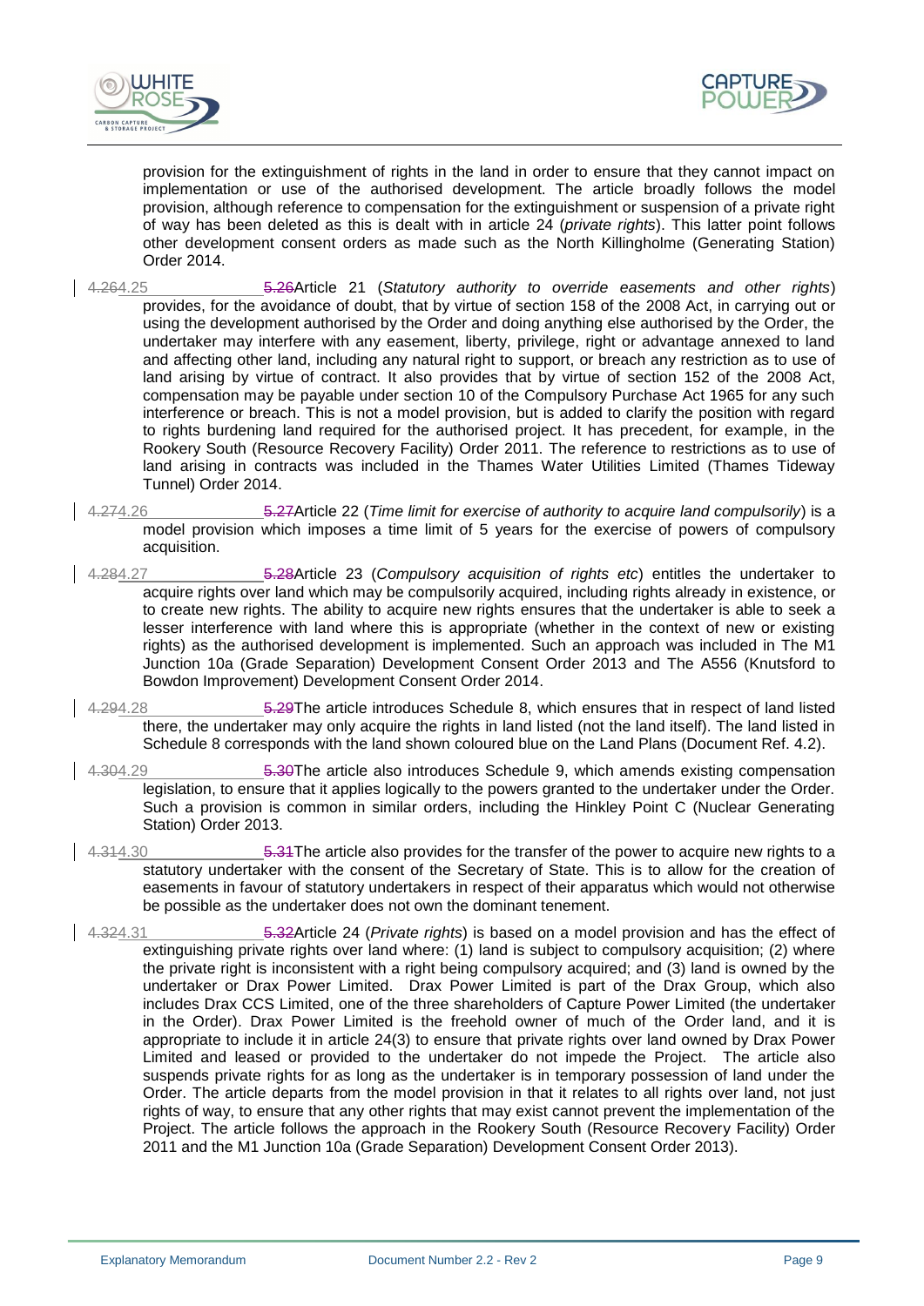provision for the extinguishment of rights in the land in order to ensure that they cannot impact on implementation or use of the authorised development. The article broadly follows the model provision, although reference to compensation for the extinguishment or suspension of a private right of way has been deleted as this is dealt with in article 24 (*private rights*). This latter point follows other development consent orders as made such as the North Killingholme (Generating Station) Order 2014.

4.264.25 5.26Article 21 (*Statutory authority to override easements and other rights*) provides, for the avoidance of doubt, that by virtue of section 158 of the 2008 Act, in carrying out or using the development authorised by the Order and doing anything else authorised by the Order, the undertaker may interfere with any easement, liberty, privilege, right or advantage annexed to land and affecting other land, including any natural right to support, or breach any restriction as to use of land arising by virtue of contract. It also provides that by virtue of section 152 of the 2008 Act, compensation may be payable under section 10 of the Compulsory Purchase Act 1965 for any such interference or breach. This is not a model provision, but is added to clarify the position with regard to rights burdening land required for the authorised project. It has precedent, for example, in the Rookery South (Resource Recovery Facility) Order 2011. The reference to restrictions as to use of land arising in contracts was included in the Thames Water Utilities Limited (Thames Tideway Tunnel) Order 2014.

4.274.26 5.27Article 22 (*Time limit for exercise of authority to acquire land compulsorily*) is a model provision which imposes a time limit of 5 years for the exercise of powers of compulsory acquisition.

4.284.27 5.28Article 23 (*Compulsory acquisition of rights etc*) entitles the undertaker to acquire rights over land which may be compulsorily acquired, including rights already in existence, or to create new rights. The ability to acquire new rights ensures that the undertaker is able to seek a lesser interference with land where this is appropriate (whether in the context of new or existing rights) as the authorised development is implemented. Such an approach was included in The M1 Junction 10a (Grade Separation) Development Consent Order 2013 and The A556 (Knutsford to Bowdon Improvement) Development Consent Order 2014.

4.294.28 5.29The article introduces Schedule 8, which ensures that in respect of land listed there, the undertaker may only acquire the rights in land listed (not the land itself). The land listed in Schedule 8 corresponds with the land shown coloured blue on the Land Plans (Document Ref. 4.2).

4.304.29 5.30The article also introduces Schedule 9, which amends existing compensation legislation, to ensure that it applies logically to the powers granted to the undertaker under the Order. Such a provision is common in similar orders, including the Hinkley Point C (Nuclear Generating Station) Order 2013.

4.314.30 5.31The article also provides for the transfer of the power to acquire new rights to a statutory undertaker with the consent of the Secretary of State. This is to allow for the creation of easements in favour of statutory undertakers in respect of their apparatus which would not otherwise be possible as the undertaker does not own the dominant tenement.

4.324.31 5.32Article 24 (*Private rights*) is based on a model provision and has the effect of extinguishing private rights over land where: (1) land is subject to compulsory acquisition; (2) where the private right is inconsistent with a right being compulsory acquired; and (3) land is owned by the undertaker or Drax Power Limited. Drax Power Limited is part of the Drax Group, which also includes Drax CCS Limited, one of the three shareholders of Capture Power Limited (the undertaker in the Order). Drax Power Limited is the freehold owner of much of the Order land, and it is appropriate to include it in article 24(3) to ensure that private rights over land owned by Drax Power Limited and leased or provided to the undertaker do not impede the Project. The article also suspends private rights for as long as the undertaker is in temporary possession of land under the Order. The article departs from the model provision in that it relates to all rights over land, not just rights of way, to ensure that any other rights that may exist cannot prevent the implementation of the Project. The article follows the approach in the Rookery South (Resource Recovery Facility) Order 2011 and the M1 Junction 10a (Grade Separation) Development Consent Order 2013).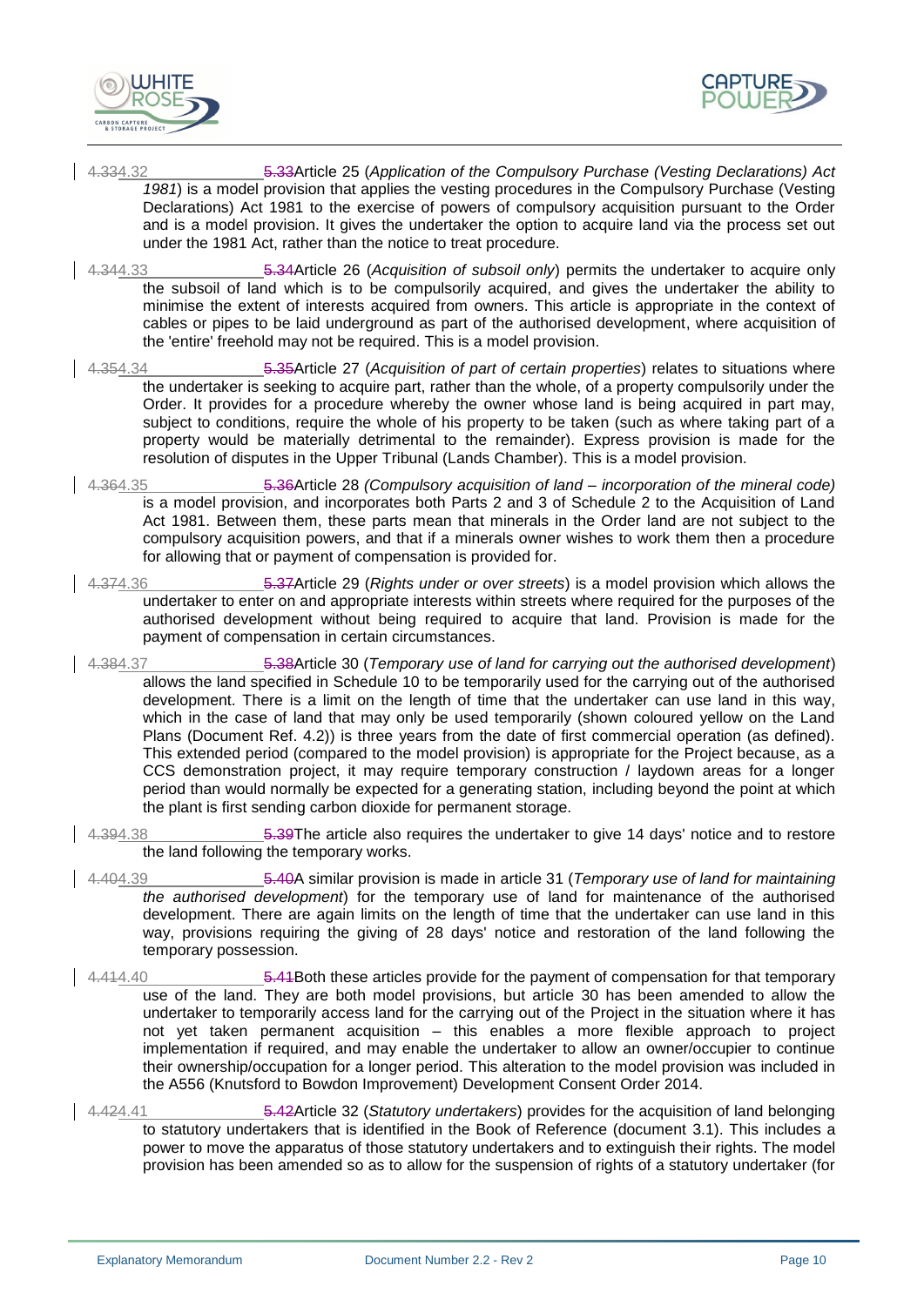4.334.32 5.33Article 25 (*Application of the Compulsory Purchase (Vesting Declarations) Act 1981*) is a model provision that applies the vesting procedures in the Compulsory Purchase (Vesting Declarations) Act 1981 to the exercise of powers of compulsory acquisition pursuant to the Order and is a model provision. It gives the undertaker the option to acquire land via the process set out under the 1981 Act, rather than the notice to treat procedure.

4.344.33 5.34Article 26 (*Acquisition of subsoil only*) permits the undertaker to acquire only the subsoil of land which is to be compulsorily acquired, and gives the undertaker the ability to minimise the extent of interests acquired from owners. This article is appropriate in the context of cables or pipes to be laid underground as part of the authorised development, where acquisition of the 'entire' freehold may not be required. This is a model provision.

4.354.34 5.35Article 27 (*Acquisition of part of certain properties*) relates to situations where the undertaker is seeking to acquire part, rather than the whole, of a property compulsorily under the Order. It provides for a procedure whereby the owner whose land is being acquired in part may, subject to conditions, require the whole of his property to be taken (such as where taking part of a property would be materially detrimental to the remainder). Express provision is made for the resolution of disputes in the Upper Tribunal (Lands Chamber). This is a model provision.

4.364.35 5.36Article 28 *(Compulsory acquisition of land – incorporation of the mineral code)* is a model provision, and incorporates both Parts 2 and 3 of Schedule 2 to the Acquisition of Land Act 1981. Between them, these parts mean that minerals in the Order land are not subject to the compulsory acquisition powers, and that if a minerals owner wishes to work them then a procedure for allowing that or payment of compensation is provided for.

4.374.36 5.37Article 29 (*Rights under or over streets*) is a model provision which allows the undertaker to enter on and appropriate interests within streets where required for the purposes of the authorised development without being required to acquire that land. Provision is made for the payment of compensation in certain circumstances.

4.384.37 5.38Article 30 (*Temporary use of land for carrying out the authorised development*) allows the land specified in Schedule 10 to be temporarily used for the carrying out of the authorised development. There is a limit on the length of time that the undertaker can use land in this way, which in the case of land that may only be used temporarily (shown coloured yellow on the Land Plans (Document Ref. 4.2)) is three years from the date of first commercial operation (as defined). This extended period (compared to the model provision) is appropriate for the Project because, as a CCS demonstration project, it may require temporary construction / laydown areas for a longer period than would normally be expected for a generating station, including beyond the point at which the plant is first sending carbon dioxide for permanent storage.

4.394.38 5.39The article also requires the undertaker to give 14 days' notice and to restore the land following the temporary works.

4.404.39 5.40A similar provision is made in article 31 (*Temporary use of land for maintaining the authorised development*) for the temporary use of land for maintenance of the authorised development. There are again limits on the length of time that the undertaker can use land in this way, provisions requiring the giving of 28 days' notice and restoration of the land following the temporary possession.

4.414.40 5.41Both these articles provide for the payment of compensation for that temporary use of the land. They are both model provisions, but article 30 has been amended to allow the undertaker to temporarily access land for the carrying out of the Project in the situation where it has not yet taken permanent acquisition – this enables a more flexible approach to project implementation if required, and may enable the undertaker to allow an owner/occupier to continue their ownership/occupation for a longer period. This alteration to the model provision was included in the A556 (Knutsford to Bowdon Improvement) Development Consent Order 2014.

4.424.41 5.42Article 32 (*Statutory undertakers*) provides for the acquisition of land belonging to statutory undertakers that is identified in the Book of Reference (document 3.1). This includes a power to move the apparatus of those statutory undertakers and to extinguish their rights. The model provision has been amended so as to allow for the suspension of rights of a statutory undertaker (for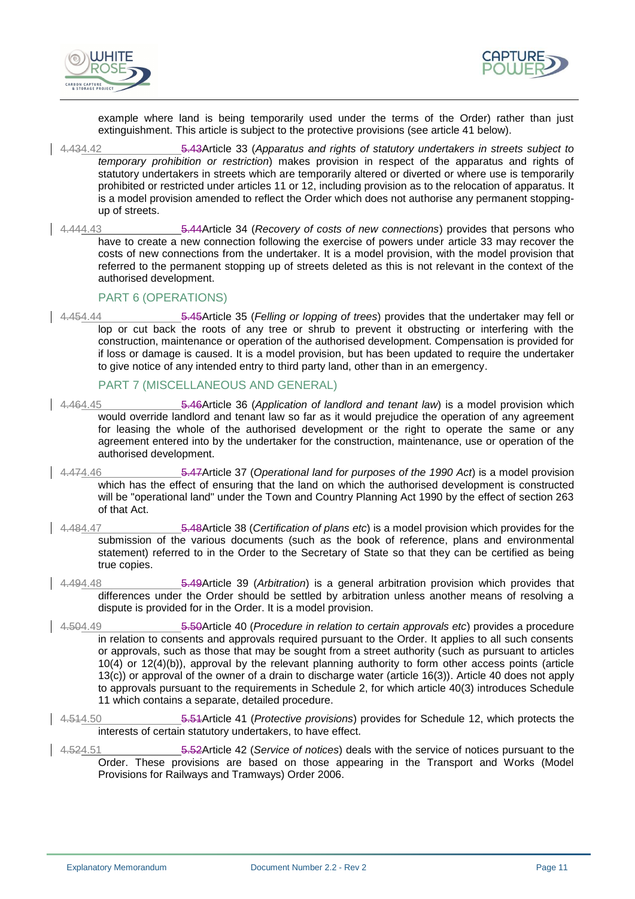example where land is being temporarily used under the terms of the Order) rather than just extinguishment. This article is subject to the protective provisions (see article 41 below).

4.434.42 5.43Article 33 (*Apparatus and rights of statutory undertakers in streets subject to temporary prohibition or restriction*) makes provision in respect of the apparatus and rights of statutory undertakers in streets which are temporarily altered or diverted or where use is temporarily prohibited or restricted under articles 11 or 12, including provision as to the relocation of apparatus. It is a model provision amended to reflect the Order which does not authorise any permanent stopping-up of streets.

4.444.43 5.44Article 34 (*Recovery of costs of new connections*) provides that persons who have to create a new connection following the exercise of powers under article 33 may recover the costs of new connections from the undertaker. It is a model provision, with the model provision that referred to the permanent stopping up of streets deleted as this is not relevant in the context of the authorised development.

## PART 6 (OPERATIONS)

4.454.44 5.45Article 35 (*Felling or lopping of trees*) provides that the undertaker may fell or lop or cut back the roots of any tree or shrub to prevent it obstructing or interfering with the construction, maintenance or operation of the authorised development. Compensation is provided for if loss or damage is caused. It is a model provision, but has been updated to require the undertaker to give notice of any intended entry to third party land, other than in an emergency.

## PART 7 (MISCELLANEOUS AND GENERAL)

4.464.45 5.46Article 36 (*Application of landlord and tenant law*) is a model provision which would override landlord and tenant law so far as it would prejudice the operation of any agreement for leasing the whole of the authorised development or the right to operate the same or any agreement entered into by the undertaker for the construction, maintenance, use or operation of the authorised development.

4.474.46 5.47Article 37 (*Operational land for purposes of the 1990 Act*) is a model provision which has the effect of ensuring that the land on which the authorised development is constructed will be "operational land" under the Town and Country Planning Act 1990 by the effect of section 263 of that Act.

4.484.47 5.48Article 38 (*Certification of plans etc*) is a model provision which provides for the submission of the various documents (such as the book of reference, plans and environmental statement) referred to in the Order to the Secretary of State so that they can be certified as being true copies.

4.494.48 5.49Article 39 (*Arbitration*) is a general arbitration provision which provides that differences under the Order should be settled by arbitration unless another means of resolving a dispute is provided for in the Order. It is a model provision.

4.504.49 5.50Article 40 (*Procedure in relation to certain approvals etc*) provides a procedure in relation to consents and approvals required pursuant to the Order. It applies to all such consents or approvals, such as those that may be sought from a street authority (such as pursuant to articles 10(4) or 12(4)(b)), approval by the relevant planning authority to form other access points (article 13(c)) or approval of the owner of a drain to discharge water (article 16(3)). Article 40 does not apply to approvals pursuant to the requirements in Schedule 2, for which article 40(3) introduces Schedule 11 which contains a separate, detailed procedure.

4.514.50 5.51Article 41 (*Protective provisions*) provides for Schedule 12, which protects the interests of certain statutory undertakers, to have effect.

4.524.51 5.52Article 42 (*Service of notices*) deals with the service of notices pursuant to the Order. These provisions are based on those appearing in the Transport and Works (Model Provisions for Railways and Tramways) Order 2006.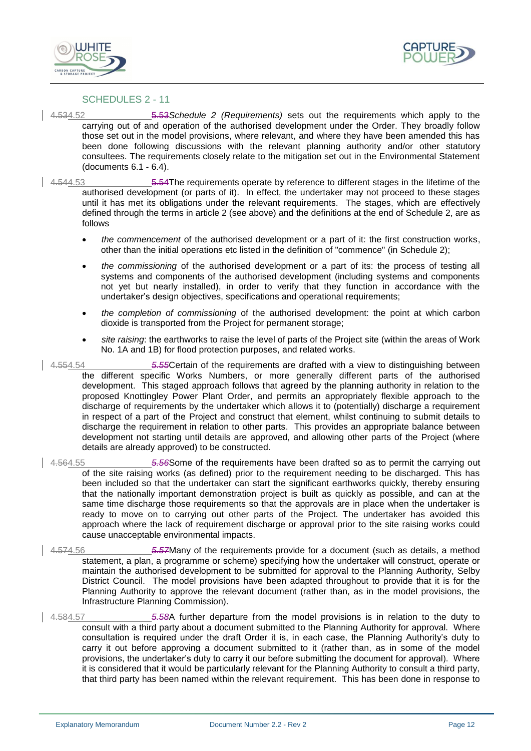## SCHEDULES 2 - 11

4.534.52 5.53*Schedule 2 (Requirements)* sets out the requirements which apply to the carrying out of and operation of the authorised development under the Order. They broadly follow those set out in the model provisions, where relevant, and where they have been amended this has been done following discussions with the relevant planning authority and/or other statutory consultees. The requirements closely relate to the mitigation set out in the Environmental Statement (documents 6.1 - 6.4).

4.544.53 5.54The requirements operate by reference to different stages in the lifetime of the authorised development (or parts of it). In effect, the undertaker may not proceed to these stages until it has met its obligations under the relevant requirements. The stages, which are effectively defined through the terms in article 2 (see above) and the definitions at the end of Schedule 2, are as follows

- *the commencement* of the authorised development or a part of it: the first construction works, other than the initial operations etc listed in the definition of "commence" (in Schedule 2);
- *the commissioning* of the authorised development or a part of its: the process of testing all systems and components of the authorised development (including systems and components not yet but nearly installed), in order to verify that they function in accordance with the undertaker's design objectives, specifications and operational requirements;
- *the completion of commissioning* of the authorised development: the point at which carbon dioxide is transported from the Project for permanent storage;
- *site raising*: the earthworks to raise the level of parts of the Project site (within the areas of Work No. 1A and 1B) for flood protection purposes, and related works.

4.554.54 *5.55*Certain of the requirements are drafted with a view to distinguishing between the different specific Works Numbers, or more generally different parts of the authorised development. This staged approach follows that agreed by the planning authority in relation to the proposed Knottingley Power Plant Order, and permits an appropriately flexible approach to the discharge of requirements by the undertaker which allows it to (potentially) discharge a requirement in respect of a part of the Project and construct that element, whilst continuing to submit details to discharge the requirement in relation to other parts. This provides an appropriate balance between development not starting until details are approved, and allowing other parts of the Project (where details are already approved) to be constructed.

4.564.55 *5.56*Some of the requirements have been drafted so as to permit the carrying out of the site raising works (as defined) prior to the requirement needing to be discharged. This has been included so that the undertaker can start the significant earthworks quickly, thereby ensuring that the nationally important demonstration project is built as quickly as possible, and can at the same time discharge those requirements so that the approvals are in place when the undertaker is ready to move on to carrying out other parts of the Project. The undertaker has avoided this approach where the lack of requirement discharge or approval prior to the site raising works could cause unacceptable environmental impacts.

4.574.56 *5.57*Many of the requirements provide for a document (such as details, a method statement, a plan, a programme or scheme) specifying how the undertaker will construct, operate or maintain the authorised development to be submitted for approval to the Planning Authority, Selby District Council. The model provisions have been adapted throughout to provide that it is for the Planning Authority to approve the relevant document (rather than, as in the model provisions, the Infrastructure Planning Commission).

4.584.57 *5.58*A further departure from the model provisions is in relation to the duty to consult with a third party about a document submitted to the Planning Authority for approval. Where consultation is required under the draft Order it is, in each case, the Planning Authority's duty to carry it out before approving a document submitted to it (rather than, as in some of the model provisions, the undertaker's duty to carry it our before submitting the document for approval). Where it is considered that it would be particularly relevant for the Planning Authority to consult a third party, that third party has been named within the relevant requirement. This has been done in response to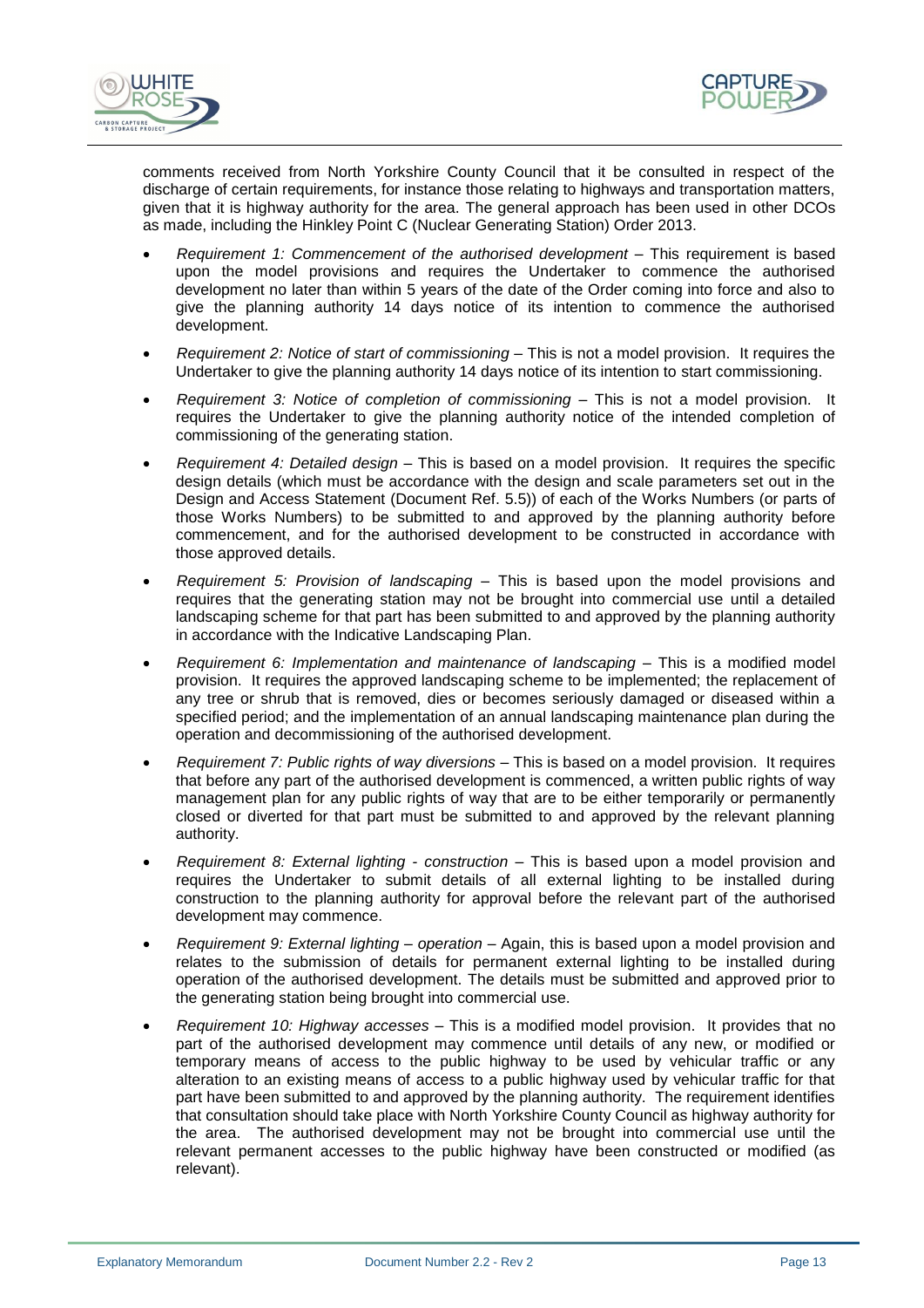comments received from North Yorkshire County Council that it be consulted in respect of the discharge of certain requirements, for instance those relating to highways and transportation matters, given that it is highway authority for the area. The general approach has been used in other DCOs as made, including the Hinkley Point C (Nuclear Generating Station) Order 2013.

- *Requirement 1: Commencement of the authorised development* – This requirement is based upon the model provisions and requires the Undertaker to commence the authorised development no later than within 5 years of the date of the Order coming into force and also to give the planning authority 14 days notice of its intention to commence the authorised development.
- *Requirement 2: Notice of start of commissioning* – This is not a model provision. It requires the Undertaker to give the planning authority 14 days notice of its intention to start commissioning.
- *Requirement 3: Notice of completion of commissioning* – This is not a model provision. It requires the Undertaker to give the planning authority notice of the intended completion of commissioning of the generating station.
- *Requirement 4: Detailed design* – This is based on a model provision. It requires the specific design details (which must be accordance with the design and scale parameters set out in the Design and Access Statement (Document Ref. 5.5)) of each of the Works Numbers (or parts of those Works Numbers) to be submitted to and approved by the planning authority before commencement, and for the authorised development to be constructed in accordance with those approved details.
- *Requirement 5: Provision of landscaping* – This is based upon the model provisions and requires that the generating station may not be brought into commercial use until a detailed landscaping scheme for that part has been submitted to and approved by the planning authority in accordance with the Indicative Landscaping Plan.
- *Requirement 6: Implementation and maintenance of landscaping* – This is a modified model provision. It requires the approved landscaping scheme to be implemented; the replacement of any tree or shrub that is removed, dies or becomes seriously damaged or diseased within a specified period; and the implementation of an annual landscaping maintenance plan during the operation and decommissioning of the authorised development.
- *Requirement 7: Public rights of way diversions* – This is based on a model provision. It requires that before any part of the authorised development is commenced, a written public rights of way management plan for any public rights of way that are to be either temporarily or permanently closed or diverted for that part must be submitted to and approved by the relevant planning authority.
- *Requirement 8: External lighting - construction* – This is based upon a model provision and requires the Undertaker to submit details of all external lighting to be installed during construction to the planning authority for approval before the relevant part of the authorised development may commence.
- *Requirement 9: External lighting – operation* – Again, this is based upon a model provision and relates to the submission of details for permanent external lighting to be installed during operation of the authorised development. The details must be submitted and approved prior to the generating station being brought into commercial use.
- *Requirement 10: Highway accesses* – This is a modified model provision. It provides that no part of the authorised development may commence until details of any new, or modified or temporary means of access to the public highway to be used by vehicular traffic or any alteration to an existing means of access to a public highway used by vehicular traffic for that part have been submitted to and approved by the planning authority. The requirement identifies that consultation should take place with North Yorkshire County Council as highway authority for the area. The authorised development may not be brought into commercial use until the relevant permanent accesses to the public highway have been constructed or modified (as relevant).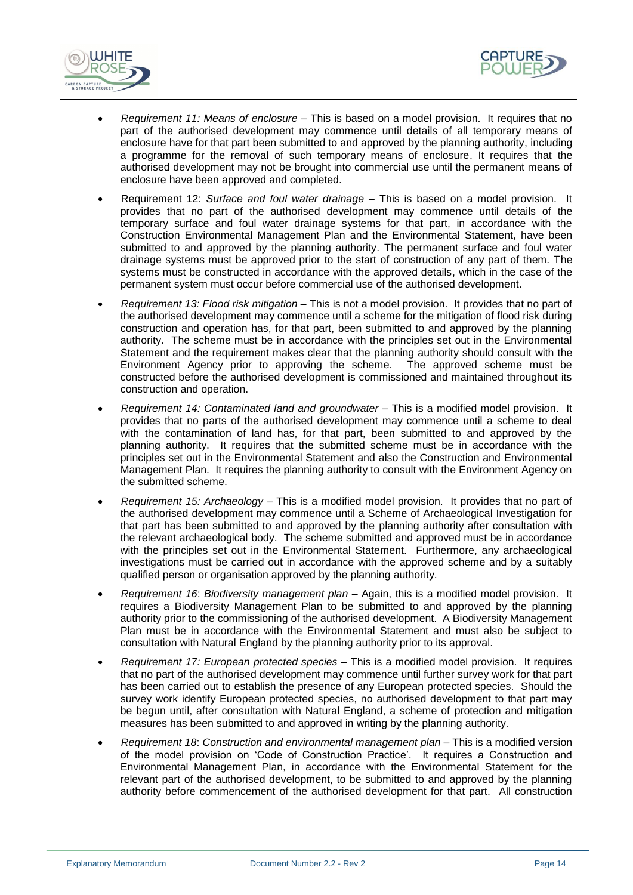- *Requirement 11: Means of enclosure* – This is based on a model provision. It requires that no part of the authorised development may commence until details of all temporary means of enclosure have for that part been submitted to and approved by the planning authority, including a programme for the removal of such temporary means of enclosure. It requires that the authorised development may not be brought into commercial use until the permanent means of enclosure have been approved and completed.
- Requirement 12: *Surface and foul water drainage* – This is based on a model provision. It provides that no part of the authorised development may commence until details of the temporary surface and foul water drainage systems for that part, in accordance with the Construction Environmental Management Plan and the Environmental Statement, have been submitted to and approved by the planning authority. The permanent surface and foul water drainage systems must be approved prior to the start of construction of any part of them. The systems must be constructed in accordance with the approved details, which in the case of the permanent system must occur before commercial use of the authorised development.
- *Requirement 13: Flood risk mitigation* – This is not a model provision. It provides that no part of the authorised development may commence until a scheme for the mitigation of flood risk during construction and operation has, for that part, been submitted to and approved by the planning authority. The scheme must be in accordance with the principles set out in the Environmental Statement and the requirement makes clear that the planning authority should consult with the Environment Agency prior to approving the scheme. The approved scheme must be constructed before the authorised development is commissioned and maintained throughout its construction and operation.
- *Requirement 14: Contaminated land and groundwater* – This is a modified model provision. It provides that no parts of the authorised development may commence until a scheme to deal with the contamination of land has, for that part, been submitted to and approved by the planning authority. It requires that the submitted scheme must be in accordance with the principles set out in the Environmental Statement and also the Construction and Environmental Management Plan. It requires the planning authority to consult with the Environment Agency on the submitted scheme.
- *Requirement 15: Archaeology* – This is a modified model provision. It provides that no part of the authorised development may commence until a Scheme of Archaeological Investigation for that part has been submitted to and approved by the planning authority after consultation with the relevant archaeological body. The scheme submitted and approved must be in accordance with the principles set out in the Environmental Statement. Furthermore, any archaeological investigations must be carried out in accordance with the approved scheme and by a suitably qualified person or organisation approved by the planning authority.
- *Requirement 16*: *Biodiversity management plan* – Again, this is a modified model provision. It requires a Biodiversity Management Plan to be submitted to and approved by the planning authority prior to the commissioning of the authorised development. A Biodiversity Management Plan must be in accordance with the Environmental Statement and must also be subject to consultation with Natural England by the planning authority prior to its approval.
- *Requirement 17: European protected species* – This is a modified model provision. It requires that no part of the authorised development may commence until further survey work for that part has been carried out to establish the presence of any European protected species. Should the survey work identify European protected species, no authorised development to that part may be begun until, after consultation with Natural England, a scheme of protection and mitigation measures has been submitted to and approved in writing by the planning authority.
- *Requirement 18*: *Construction and environmental management plan* – This is a modified version of the model provision on 'Code of Construction Practice'. It requires a Construction and Environmental Management Plan, in accordance with the Environmental Statement for the relevant part of the authorised development, to be submitted to and approved by the planning authority before commencement of the authorised development for that part. All construction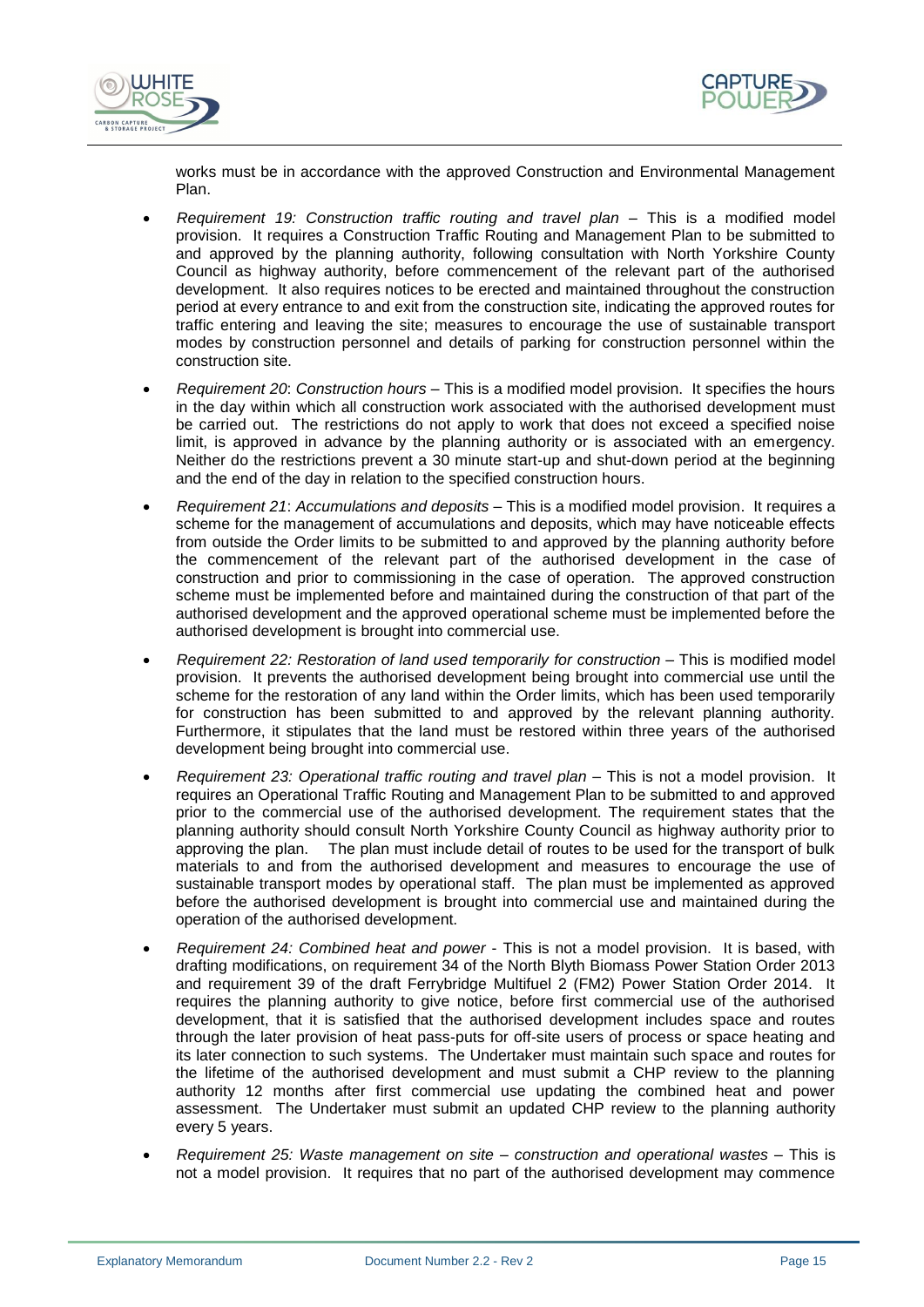works must be in accordance with the approved Construction and Environmental Management Plan.

- *Requirement 19: Construction traffic routing and travel plan* – This is a modified model provision. It requires a Construction Traffic Routing and Management Plan to be submitted to and approved by the planning authority, following consultation with North Yorkshire County Council as highway authority, before commencement of the relevant part of the authorised development. It also requires notices to be erected and maintained throughout the construction period at every entrance to and exit from the construction site, indicating the approved routes for traffic entering and leaving the site; measures to encourage the use of sustainable transport modes by construction personnel and details of parking for construction personnel within the construction site.

- *Requirement 20*: *Construction hours* – This is a modified model provision. It specifies the hours in the day within which all construction work associated with the authorised development must be carried out. The restrictions do not apply to work that does not exceed a specified noise limit, is approved in advance by the planning authority or is associated with an emergency. Neither do the restrictions prevent a 30 minute start-up and shut-down period at the beginning and the end of the day in relation to the specified construction hours.

- *Requirement 21*: *Accumulations and deposits* – This is a modified model provision. It requires a scheme for the management of accumulations and deposits, which may have noticeable effects from outside the Order limits to be submitted to and approved by the planning authority before the commencement of the relevant part of the authorised development in the case of construction and prior to commissioning in the case of operation. The approved construction scheme must be implemented before and maintained during the construction of that part of the authorised development and the approved operational scheme must be implemented before the authorised development is brought into commercial use.

- *Requirement 22: Restoration of land used temporarily for construction* – This is modified model provision. It prevents the authorised development being brought into commercial use until the scheme for the restoration of any land within the Order limits, which has been used temporarily for construction has been submitted to and approved by the relevant planning authority. Furthermore, it stipulates that the land must be restored within three years of the authorised development being brought into commercial use.

- *Requirement 23: Operational traffic routing and travel plan* – This is not a model provision. It requires an Operational Traffic Routing and Management Plan to be submitted to and approved prior to the commercial use of the authorised development. The requirement states that the planning authority should consult North Yorkshire County Council as highway authority prior to approving the plan. The plan must include detail of routes to be used for the transport of bulk materials to and from the authorised development and measures to encourage the use of sustainable transport modes by operational staff. The plan must be implemented as approved before the authorised development is brought into commercial use and maintained during the operation of the authorised development.

- *Requirement 24: Combined heat and power* - This is not a model provision. It is based, with drafting modifications, on requirement 34 of the North Blyth Biomass Power Station Order 2013 and requirement 39 of the draft Ferrybridge Multifuel 2 (FM2) Power Station Order 2014. It requires the planning authority to give notice, before first commercial use of the authorised development, that it is satisfied that the authorised development includes space and routes through the later provision of heat pass-puts for off-site users of process or space heating and its later connection to such systems. The Undertaker must maintain such space and routes for the lifetime of the authorised development and must submit a CHP review to the planning authority 12 months after first commercial use updating the combined heat and power assessment. The Undertaker must submit an updated CHP review to the planning authority every 5 years.

- *Requirement 25: Waste management on site – construction and operational wastes* – This is not a model provision. It requires that no part of the authorised development may commence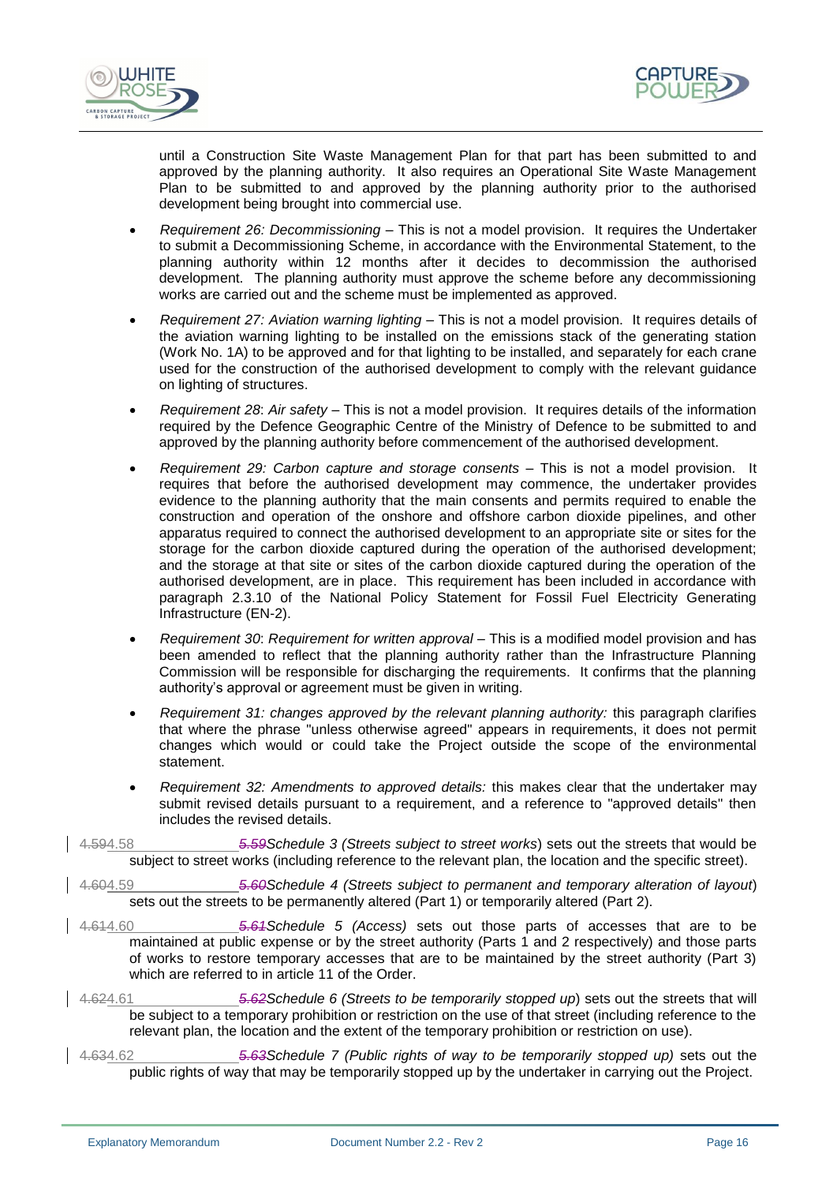until a Construction Site Waste Management Plan for that part has been submitted to and approved by the planning authority. It also requires an Operational Site Waste Management Plan to be submitted to and approved by the planning authority prior to the authorised development being brought into commercial use.

- *Requirement 26: Decommissioning* – This is not a model provision. It requires the Undertaker to submit a Decommissioning Scheme, in accordance with the Environmental Statement, to the planning authority within 12 months after it decides to decommission the authorised development. The planning authority must approve the scheme before any decommissioning works are carried out and the scheme must be implemented as approved.
- *Requirement 27: Aviation warning lighting* – This is not a model provision. It requires details of the aviation warning lighting to be installed on the emissions stack of the generating station (Work No. 1A) to be approved and for that lighting to be installed, and separately for each crane used for the construction of the authorised development to comply with the relevant guidance on lighting of structures.
- *Requirement 28*: *Air safety* – This is not a model provision. It requires details of the information required by the Defence Geographic Centre of the Ministry of Defence to be submitted to and approved by the planning authority before commencement of the authorised development.
- *Requirement 29: Carbon capture and storage consents* – This is not a model provision. It requires that before the authorised development may commence, the undertaker provides evidence to the planning authority that the main consents and permits required to enable the construction and operation of the onshore and offshore carbon dioxide pipelines, and other apparatus required to connect the authorised development to an appropriate site or sites for the storage for the carbon dioxide captured during the operation of the authorised development; and the storage at that site or sites of the carbon dioxide captured during the operation of the authorised development, are in place. This requirement has been included in accordance with paragraph 2.3.10 of the National Policy Statement for Fossil Fuel Electricity Generating Infrastructure (EN-2).
- *Requirement 30*: *Requirement for written approval* – This is a modified model provision and has been amended to reflect that the planning authority rather than the Infrastructure Planning Commission will be responsible for discharging the requirements. It confirms that the planning authority's approval or agreement must be given in writing.
- *Requirement 31: changes approved by the relevant planning authority:* this paragraph clarifies that where the phrase "unless otherwise agreed" appears in requirements, it does not permit changes which would or could take the Project outside the scope of the environmental statement.
- *Requirement 32: Amendments to approved details:* this makes clear that the undertaker may submit revised details pursuant to a requirement, and a reference to "approved details" then includes the revised details.

4.~~59~~4.58 ~~5.59~~*Schedule 3 (Streets subject to street works*) sets out the streets that would be subject to street works (including reference to the relevant plan, the location and the specific street).

4.~~60~~4.59 ~~5.60~~*Schedule 4 (Streets subject to permanent and temporary alteration of layout*) sets out the streets to be permanently altered (Part 1) or temporarily altered (Part 2).

4.~~61~~4.60 ~~5.61~~*Schedule 5 (Access)* sets out those parts of accesses that are to be maintained at public expense or by the street authority (Parts 1 and 2 respectively) and those parts of works to restore temporary accesses that are to be maintained by the street authority (Part 3) which are referred to in article 11 of the Order.

4.~~62~~4.61 ~~5.62~~*Schedule 6 (Streets to be temporarily stopped up*) sets out the streets that will be subject to a temporary prohibition or restriction on the use of that street (including reference to the relevant plan, the location and the extent of the temporary prohibition or restriction on use).

4.~~63~~4.62 ~~5.63~~*Schedule 7 (Public rights of way to be temporarily stopped up)* sets out the public rights of way that may be temporarily stopped up by the undertaker in carrying out the Project.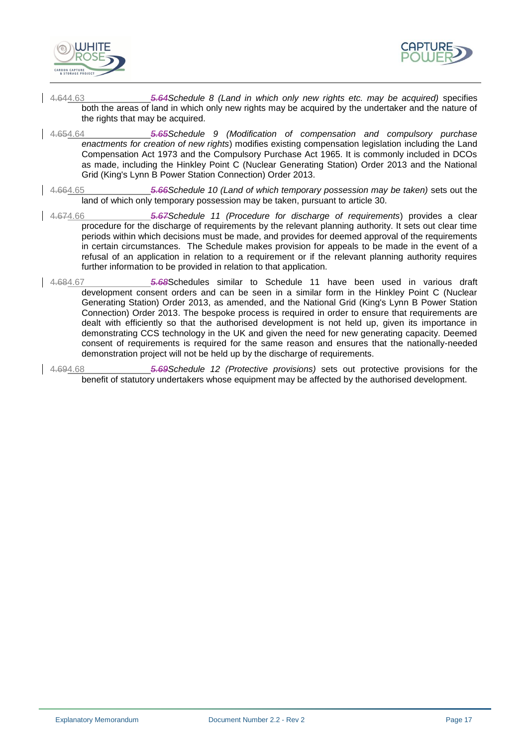4.63 *Schedule 8 (Land in which only new rights etc. may be acquired)* specifies both the areas of land in which only new rights may be acquired by the undertaker and the nature of the rights that may be acquired.

4.64 *Schedule 9 (Modification of compensation and compulsory purchase enactments for creation of new rights*) modifies existing compensation legislation including the Land Compensation Act 1973 and the Compulsory Purchase Act 1965. It is commonly included in DCOs as made, including the Hinkley Point C (Nuclear Generating Station) Order 2013 and the National Grid (King's Lynn B Power Station Connection) Order 2013.

4.65 *Schedule 10 (Land of which temporary possession may be taken)* sets out the land of which only temporary possession may be taken, pursuant to article 30.

4.66 *Schedule 11 (Procedure for discharge of requirements*) provides a clear procedure for the discharge of requirements by the relevant planning authority. It sets out clear time periods within which decisions must be made, and provides for deemed approval of the requirements in certain circumstances. The Schedule makes provision for appeals to be made in the event of a refusal of an application in relation to a requirement or if the relevant planning authority requires further information to be provided in relation to that application.

4.67 Schedules similar to Schedule 11 have been used in various draft development consent orders and can be seen in a similar form in the Hinkley Point C (Nuclear Generating Station) Order 2013, as amended, and the National Grid (King's Lynn B Power Station Connection) Order 2013. The bespoke process is required in order to ensure that requirements are dealt with efficiently so that the authorised development is not held up, given its importance in demonstrating CCS technology in the UK and given the need for new generating capacity. Deemed consent of requirements is required for the same reason and ensures that the nationally-needed demonstration project will not be held up by the discharge of requirements.

4.68 *Schedule 12 (Protective provisions)* sets out protective provisions for the benefit of statutory undertakers whose equipment may be affected by the authorised development.